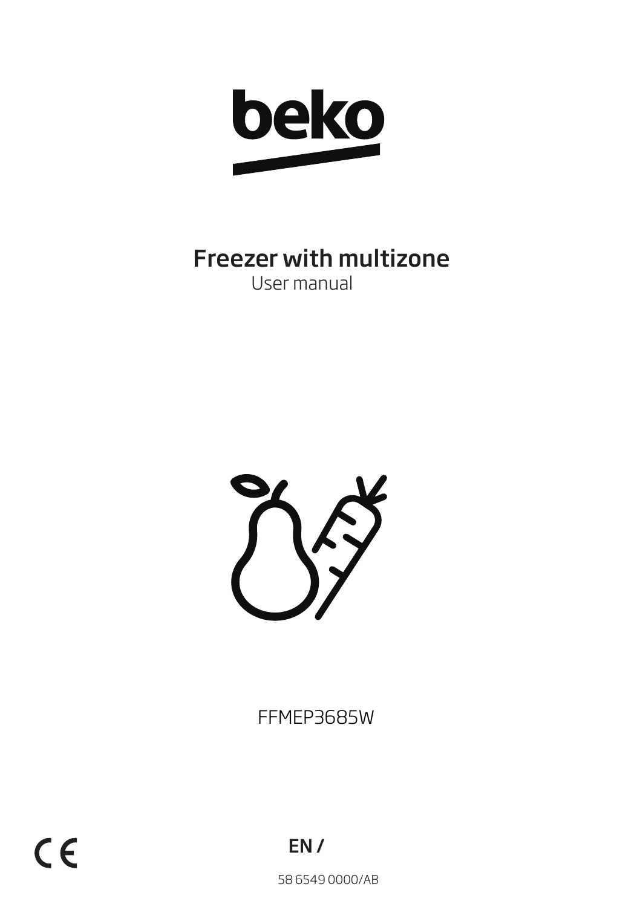beko

# Freezer with multizone

User manual

FFMEP3685W

EN /

58 6549 0000/AB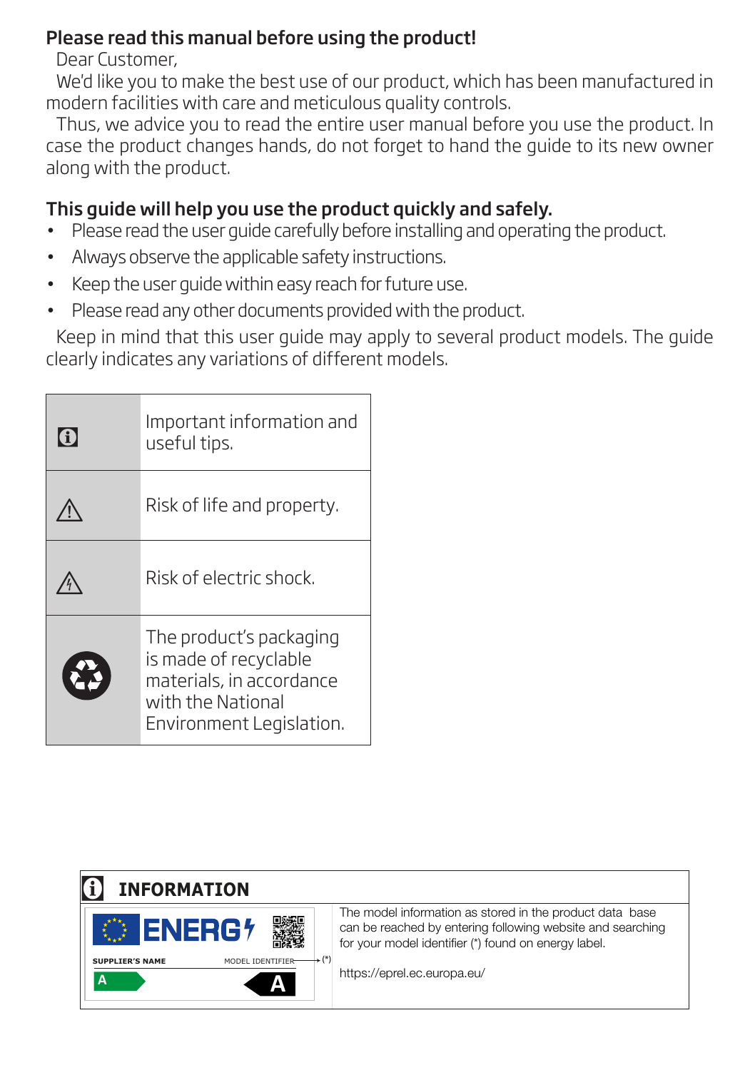## Please read this manual before using the product!

Dear Customer,

We'd like you to make the best use of our product, which has been manufactured in modern facilities with care and meticulous quality controls.

Thus, we advice you to read the entire user manual before you use the product. In case the product changes hands, do not forget to hand the guide to its new owner along with the product.

## This guide will help you use the product quickly and safely.

- Please read the user guide carefully before installing and operating the product.
- Always observe the applicable safety instructions.
- Keep the user guide within easy reach for future use.
- Please read any other documents provided with the product.

Keep in mind that this user guide may apply to several product models. The guide clearly indicates any variations of different models.

| | |
|---|---|
| ⓘ | Important information and useful tips. |
| ⚠ | Risk of life and property. |
| ⚠ | Risk of electric shock. |
| ♻ | The product's packaging is made of recyclable materials, in accordance with the National Environment Legislation. |

**INFORMATION**

ENERG | SUPPLIER'S NAME | MODEL IDENTIFIER (*) | A

The model information as stored in the product data base can be reached by entering following website and searching for your model identifier (*) found on energy label.

https://eprel.ec.europa.eu/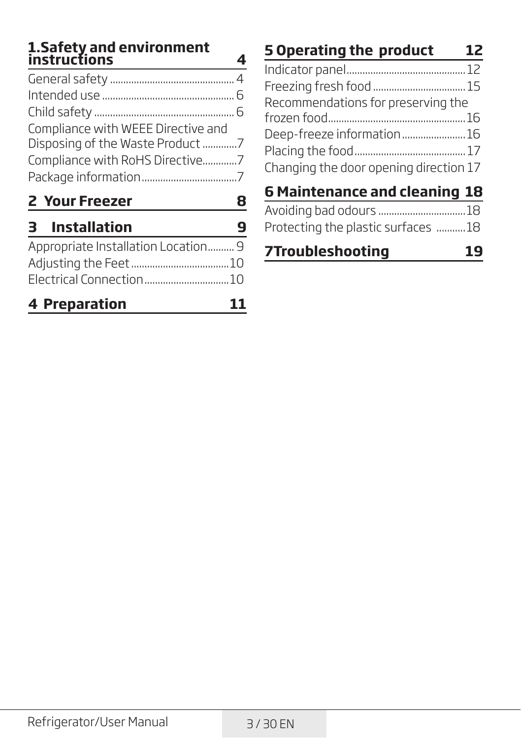## 1.Safety and environment instructions 4

General safety ............................................... 4
Intended use .................................................. 6
Child safety ..................................................... 6
Compliance with WEEE Directive and Disposing of the Waste Product .............7
Compliance with RoHS Directive.............7
Package information....................................7

## 2 Your Freezer 8

## 3 Installation 9

Appropriate Installation Location.......... 9
Adjusting the Feet.....................................10
Electrical Connection................................10

## 4 Preparation 11

## 5 Operating the product 12

Indicator panel.............................................12
Freezing fresh food...................................15
Recommendations for preserving the frozen food....................................................16
Deep-freeze information........................16
Placing the food..........................................17
Changing the door opening direction 17

## 6 Maintenance and cleaning 18

Avoiding bad odours .................................18
Protecting the plastic surfaces ...........18

## 7Troubleshooting 19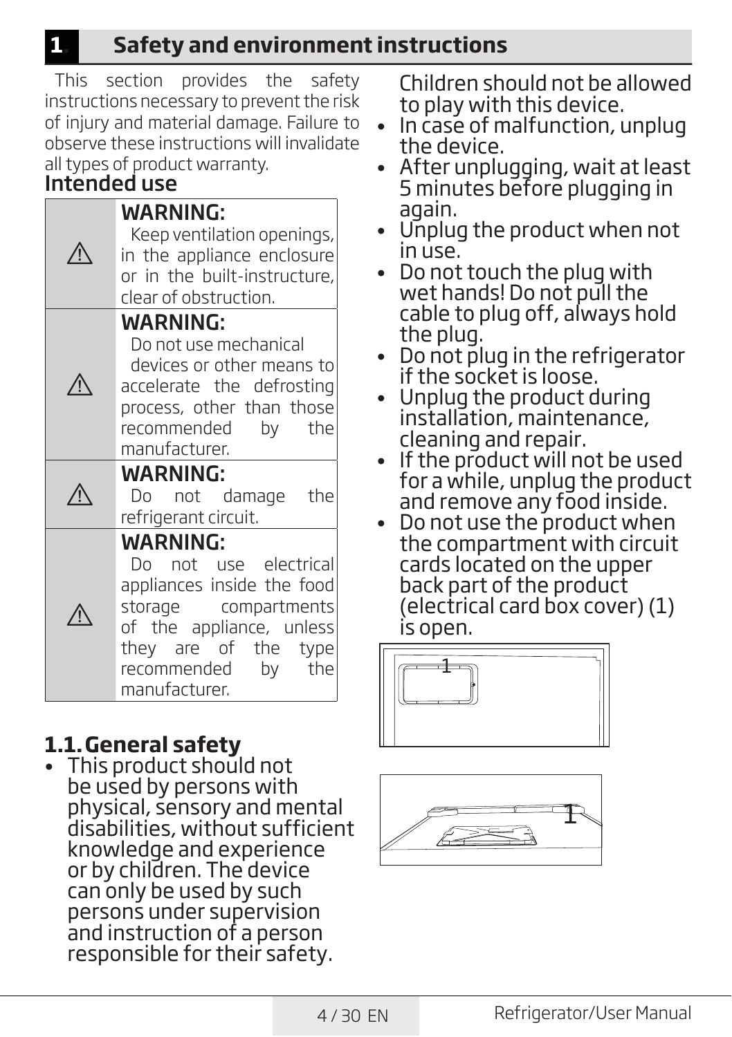# 1 Safety and environment instructions

This section provides the safety instructions necessary to prevent the risk of injury and material damage. Failure to observe these instructions will invalidate all types of product warranty.

## Intended use

| | |
|---|---|
| ⚠ | **WARNING:** Keep ventilation openings, in the appliance enclosure or in the built-instructure, clear of obstruction. |
| ⚠ | **WARNING:** Do not use mechanical devices or other means to accelerate the defrosting process, other than those recommended by the manufacturer. |
| ⚠ | **WARNING:** Do not damage the refrigerant circuit. |
| ⚠ | **WARNING:** Do not use electrical appliances inside the food storage compartments of the appliance, unless they are of the type recommended by the manufacturer. |

## 1.1. General safety

- This product should not be used by persons with physical, sensory and mental disabilities, without sufficient knowledge and experience or by children. The device can only be used by such persons under supervision and instruction of a person responsible for their safety. Children should not be allowed to play with this device.
- In case of malfunction, unplug the device.
- After unplugging, wait at least 5 minutes before plugging in again.
- Unplug the product when not in use.
- Do not touch the plug with wet hands! Do not pull the cable to plug off, always hold the plug.
- Do not plug in the refrigerator if the socket is loose.
- Unplug the product during installation, maintenance, cleaning and repair.
- If the product will not be used for a while, unplug the product and remove any food inside.
- Do not use the product when the compartment with circuit cards located on the upper back part of the product (electrical card box cover) (1) is open.

1

1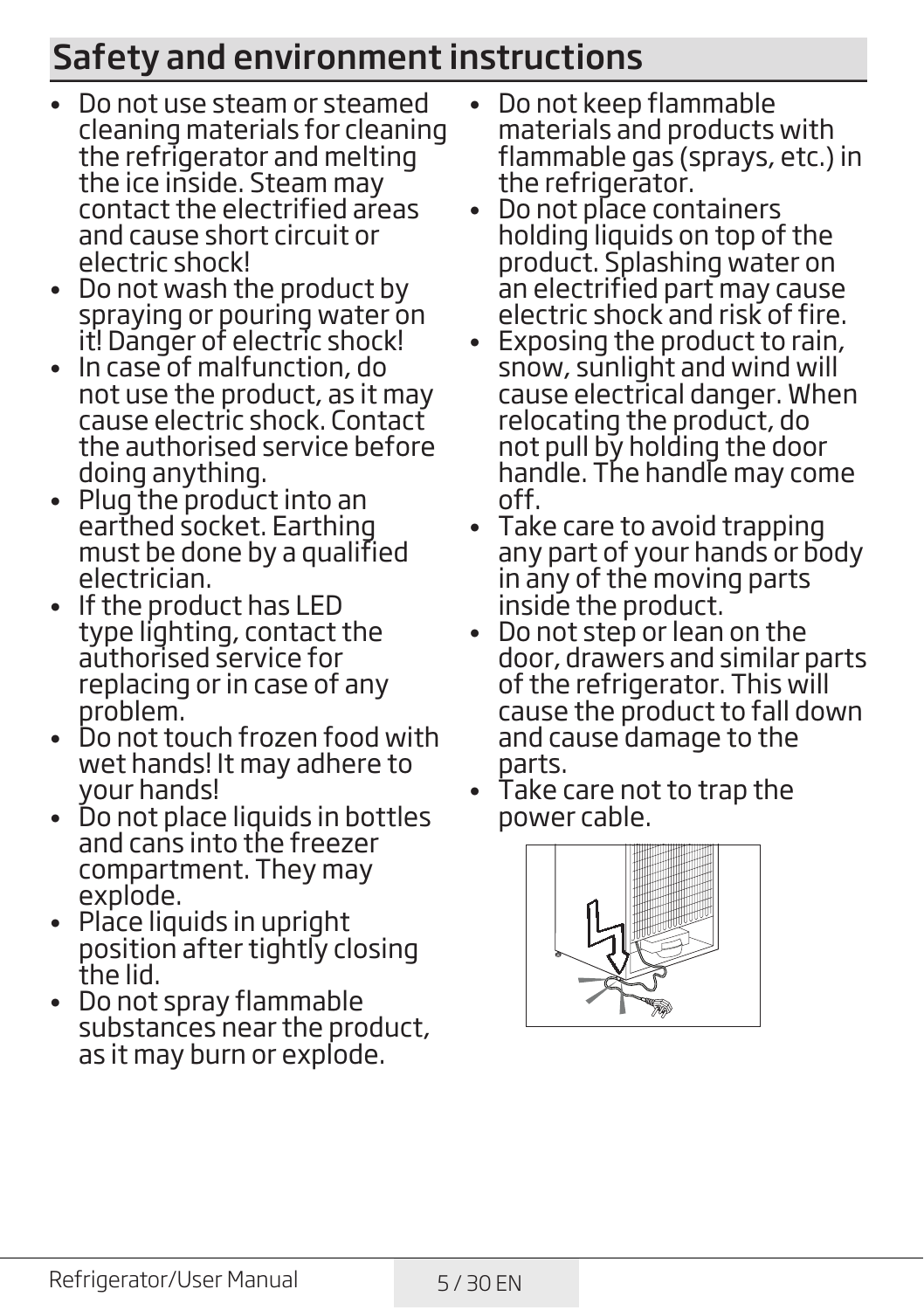## Safety and environment instructions

- Do not use steam or steamed cleaning materials for cleaning the refrigerator and melting the ice inside. Steam may contact the electrified areas and cause short circuit or electric shock!
- Do not wash the product by spraying or pouring water on it! Danger of electric shock!
- In case of malfunction, do not use the product, as it may cause electric shock. Contact the authorised service before doing anything.
- Plug the product into an earthed socket. Earthing must be done by a qualified electrician.
- If the product has LED type lighting, contact the authorised service for replacing or in case of any problem.
- Do not touch frozen food with wet hands! It may adhere to your hands!
- Do not place liquids in bottles and cans into the freezer compartment. They may explode.
- Place liquids in upright position after tightly closing the lid.
- Do not spray flammable substances near the product, as it may burn or explode.
- Do not keep flammable materials and products with flammable gas (sprays, etc.) in the refrigerator.
- Do not place containers holding liquids on top of the product. Splashing water on an electrified part may cause electric shock and risk of fire.
- Exposing the product to rain, snow, sunlight and wind will cause electrical danger. When relocating the product, do not pull by holding the door handle. The handle may come off.
- Take care to avoid trapping any part of your hands or body in any of the moving parts inside the product.
- Do not step or lean on the door, drawers and similar parts of the refrigerator. This will cause the product to fall down and cause damage to the parts.
- Take care not to trap the power cable.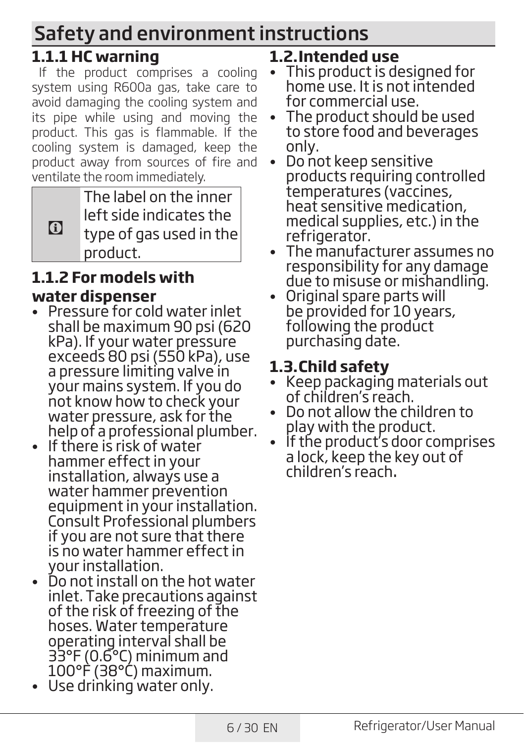# Safety and environment instructions

### 1.1.1 HC warning

If the product comprises a cooling system using R600a gas, take care to avoid damaging the cooling system and its pipe while using and moving the product. This gas is flammable. If the cooling system is damaged, keep the product away from sources of fire and ventilate the room immediately.

| | |
|---|---|
| ℹ | The label on the inner left side indicates the type of gas used in the product. |

### 1.1.2 For models with water dispenser

- Pressure for cold water inlet shall be maximum 90 psi (620 kPa). If your water pressure exceeds 80 psi (550 kPa), use a pressure limiting valve in your mains system. If you do not know how to check your water pressure, ask for the help of a professional plumber.
- If there is risk of water hammer effect in your installation, always use a water hammer prevention equipment in your installation. Consult Professional plumbers if you are not sure that there is no water hammer effect in your installation.
- Do not install on the hot water inlet. Take precautions against of the risk of freezing of the hoses. Water temperature operating interval shall be 33°F (0.6°C) minimum and 100°F (38°C) maximum.
- Use drinking water only.

## 1.2. Intended use

- This product is designed for home use. It is not intended for commercial use.
- The product should be used to store food and beverages only.
- Do not keep sensitive products requiring controlled temperatures (vaccines, heat sensitive medication, medical supplies, etc.) in the refrigerator.
- The manufacturer assumes no responsibility for any damage due to misuse or mishandling.
- Original spare parts will be provided for 10 years, following the product purchasing date.

## 1.3. Child safety

- Keep packaging materials out of children's reach.
- Do not allow the children to play with the product.
- If the product's door comprises a lock, keep the key out of children's reach.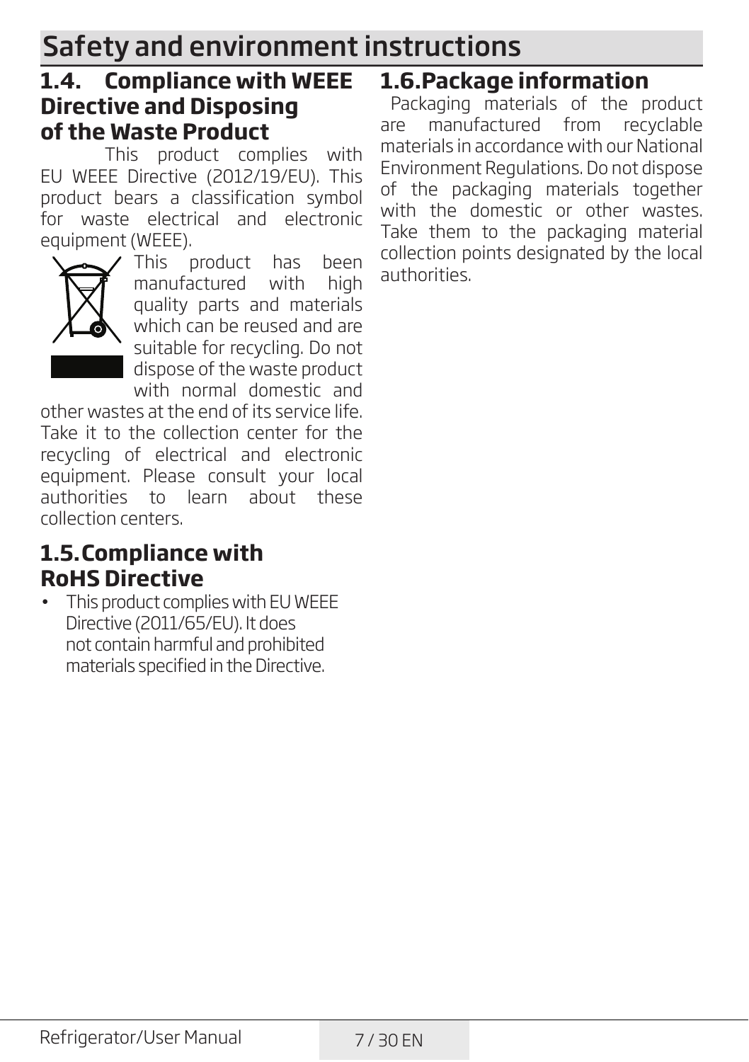# Safety and environment instructions

## 1.4. Compliance with WEEE Directive and Disposing of the Waste Product

This product complies with EU WEEE Directive (2012/19/EU). This product bears a classification symbol for waste electrical and electronic equipment (WEEE).

This product has been manufactured with high quality parts and materials which can be reused and are suitable for recycling. Do not dispose of the waste product with normal domestic and other wastes at the end of its service life. Take it to the collection center for the recycling of electrical and electronic equipment. Please consult your local authorities to learn about these collection centers.

## 1.5. Compliance with RoHS Directive

- This product complies with EU WEEE Directive (2011/65/EU). It does not contain harmful and prohibited materials specified in the Directive.

## 1.6. Package information

Packaging materials of the product are manufactured from recyclable materials in accordance with our National Environment Regulations. Do not dispose of the packaging materials together with the domestic or other wastes. Take them to the packaging material collection points designated by the local authorities.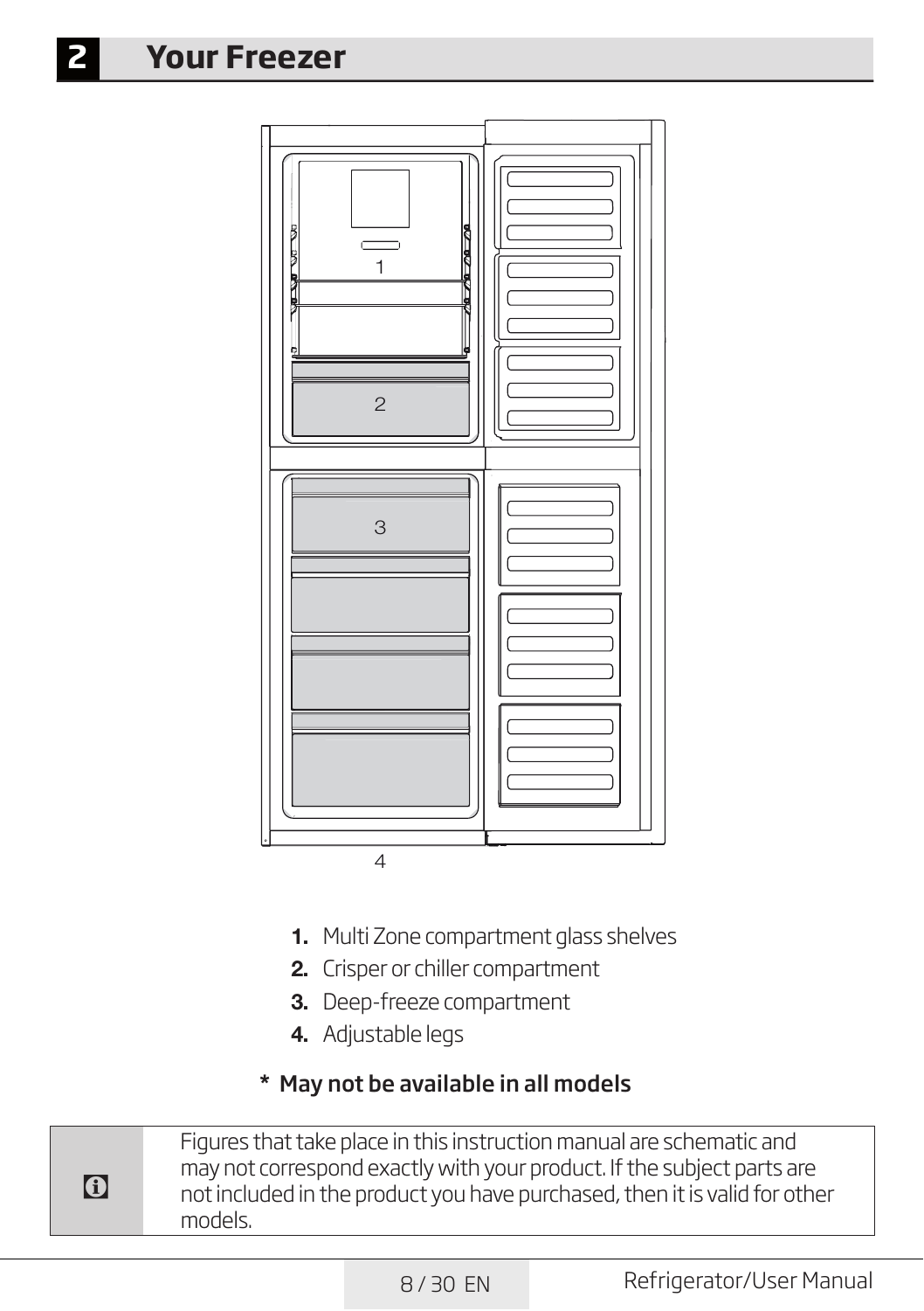# 2 Your Freezer

1
2
3
4

1. Multi Zone compartment glass shelves
2. Crisper or chiller compartment
3. Deep-freeze compartment
4. Adjustable legs

**\* May not be available in all models**

| | |
|---|---|
| ℹ | Figures that take place in this instruction manual are schematic and may not correspond exactly with your product. If the subject parts are not included in the product you have purchased, then it is valid for other models. |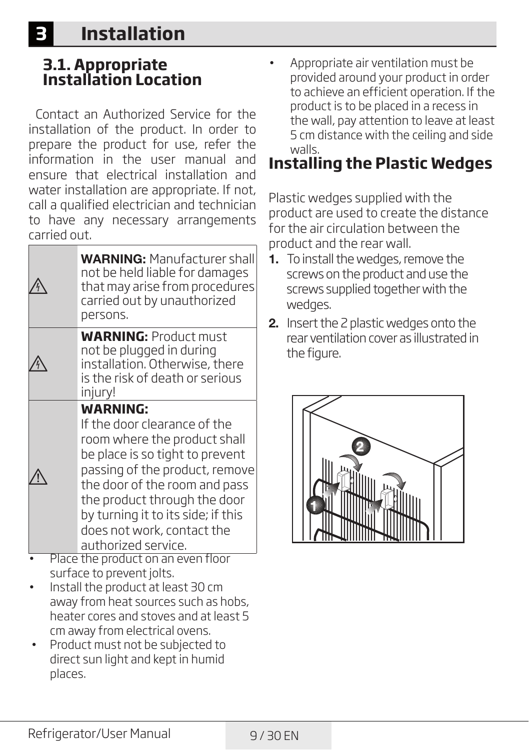# 3 Installation

## 3.1. Appropriate Installation Location

Contact an Authorized Service for the installation of the product. In order to prepare the product for use, refer the information in the user manual and ensure that electrical installation and water installation are appropriate. If not, call a qualified electrician and technician to have any necessary arrangements carried out.

| | |
|---|---|
| ⚠ | **WARNING:** Manufacturer shall not be held liable for damages that may arise from procedures carried out by unauthorized persons. |
| ⚠ | **WARNING:** Product must not be plugged in during installation. Otherwise, there is the risk of death or serious injury! |
| ⚠ | **WARNING:** If the door clearance of the room where the product shall be place is so tight to prevent passing of the product, remove the door of the room and pass the product through the door by turning it to its side; if this does not work, contact the authorized service. |

- Place the product on an even floor surface to prevent jolts.
- Install the product at least 30 cm away from heat sources such as hobs, heater cores and stoves and at least 5 cm away from electrical ovens.
- Product must not be subjected to direct sun light and kept in humid places.
- Appropriate air ventilation must be provided around your product in order to achieve an efficient operation. If the product is to be placed in a recess in the wall, pay attention to leave at least 5 cm distance with the ceiling and side walls.

## Installing the Plastic Wedges

Plastic wedges supplied with the product are used to create the distance for the air circulation between the product and the rear wall.

1. To install the wedges, remove the screws on the product and use the screws supplied together with the wedges.
2. Insert the 2 plastic wedges onto the rear ventilation cover as illustrated in the figure.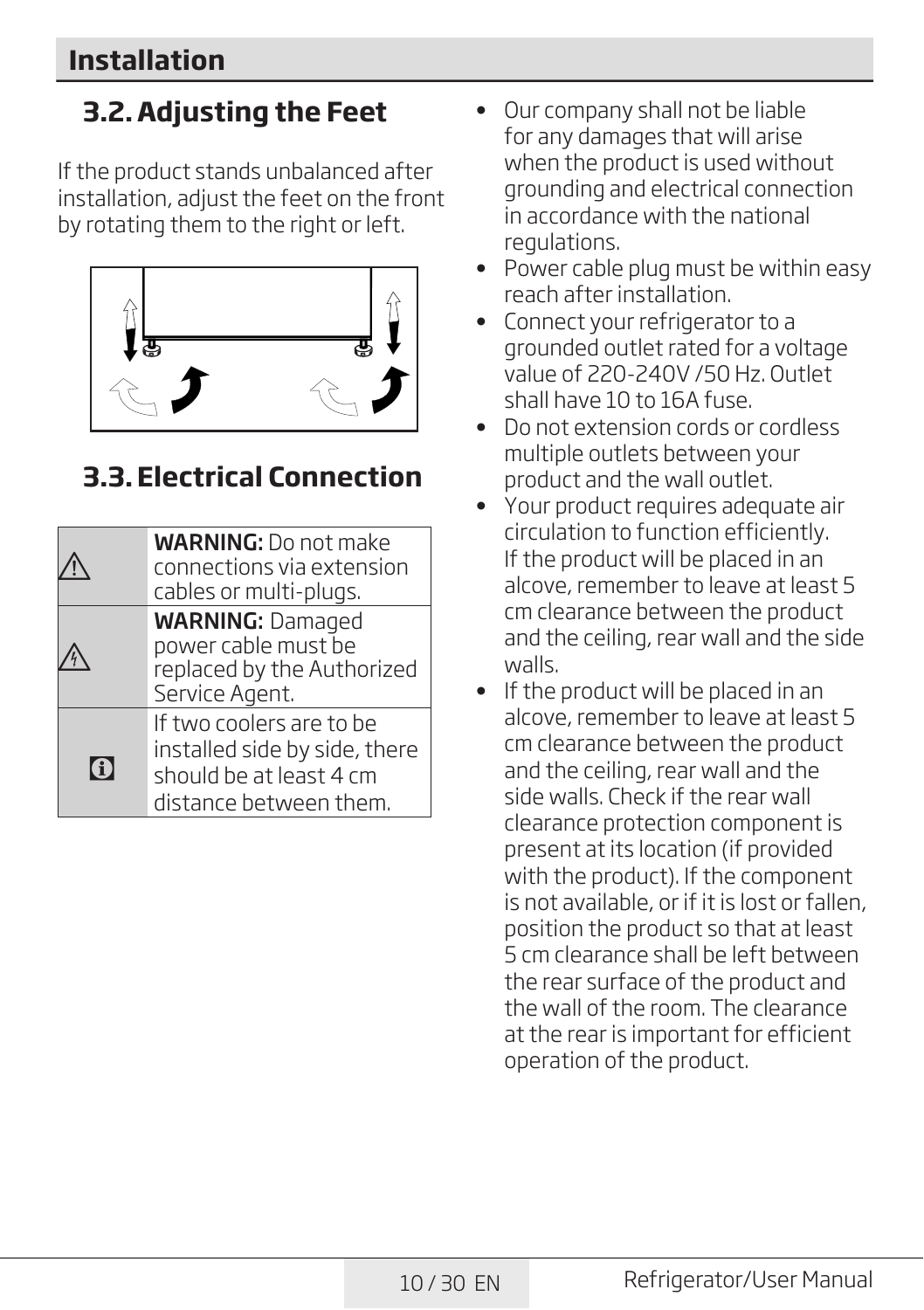# Installation

## 3.2. Adjusting the Feet

If the product stands unbalanced after installation, adjust the feet on the front by rotating them to the right or left.

## 3.3. Electrical Connection

| | |
|---|---|
| ⚠ | **WARNING:** Do not make connections via extension cables or multi-plugs. |
| ⚠ | **WARNING:** Damaged power cable must be replaced by the Authorized Service Agent. |
| ℹ | If two coolers are to be installed side by side, there should be at least 4 cm distance between them. |

- Our company shall not be liable for any damages that will arise when the product is used without grounding and electrical connection in accordance with the national regulations.
- Power cable plug must be within easy reach after installation.
- Connect your refrigerator to a grounded outlet rated for a voltage value of 220-240V /50 Hz. Outlet shall have 10 to 16A fuse.
- Do not extension cords or cordless multiple outlets between your product and the wall outlet.
- Your product requires adequate air circulation to function efficiently. If the product will be placed in an alcove, remember to leave at least 5 cm clearance between the product and the ceiling, rear wall and the side walls.
- If the product will be placed in an alcove, remember to leave at least 5 cm clearance between the product and the ceiling, rear wall and the side walls. Check if the rear wall clearance protection component is present at its location (if provided with the product). If the component is not available, or if it is lost or fallen, position the product so that at least 5 cm clearance shall be left between the rear surface of the product and the wall of the room. The clearance at the rear is important for efficient operation of the product.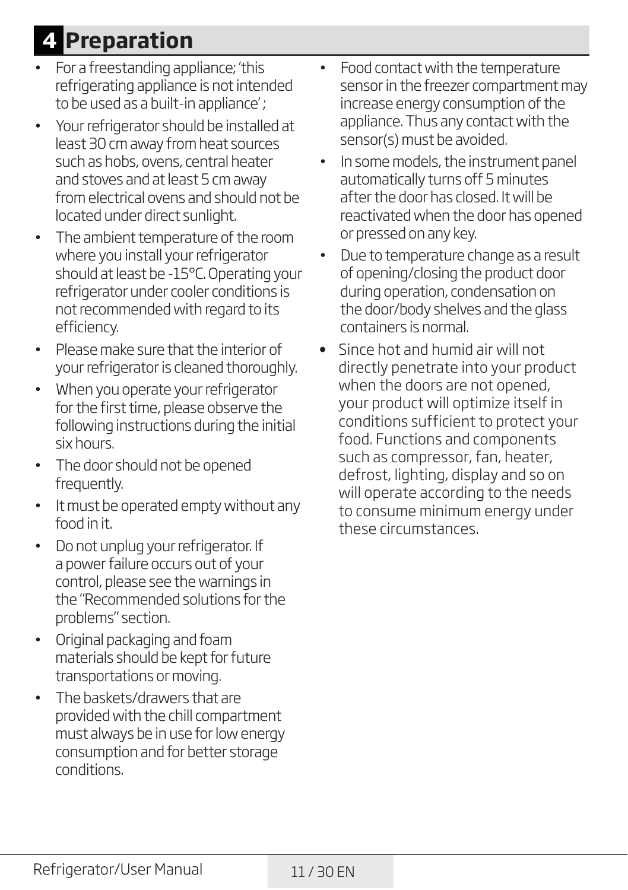# 4 Preparation

- For a freestanding appliance; 'this refrigerating appliance is not intended to be used as a built-in appliance' ;
- Your refrigerator should be installed at least 30 cm away from heat sources such as hobs, ovens, central heater and stoves and at least 5 cm away from electrical ovens and should not be located under direct sunlight.
- The ambient temperature of the room where you install your refrigerator should at least be -15°C. Operating your refrigerator under cooler conditions is not recommended with regard to its efficiency.
- Please make sure that the interior of your refrigerator is cleaned thoroughly.
- When you operate your refrigerator for the first time, please observe the following instructions during the initial six hours.
- The door should not be opened frequently.
- It must be operated empty without any food in it.
- Do not unplug your refrigerator. If a power failure occurs out of your control, please see the warnings in the "Recommended solutions for the problems" section.
- Original packaging and foam materials should be kept for future transportations or moving.
- The baskets/drawers that are provided with the chill compartment must always be in use for low energy consumption and for better storage conditions.
- Food contact with the temperature sensor in the freezer compartment may increase energy consumption of the appliance. Thus any contact with the sensor(s) must be avoided.
- In some models, the instrument panel automatically turns off 5 minutes after the door has closed. It will be reactivated when the door has opened or pressed on any key.
- Due to temperature change as a result of opening/closing the product door during operation, condensation on the door/body shelves and the glass containers is normal.
- Since hot and humid air will not directly penetrate into your product when the doors are not opened, your product will optimize itself in conditions sufficient to protect your food. Functions and components such as compressor, fan, heater, defrost, lighting, display and so on will operate according to the needs to consume minimum energy under these circumstances.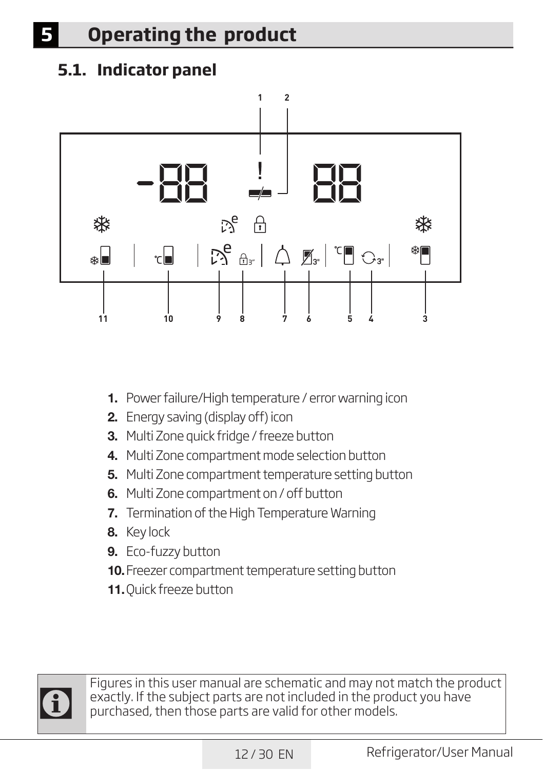# 5 Operating the product

## 5.1. Indicator panel

1 2

-88 88

11 10 9 8 7 6 5 4 3

1. Power failure/High temperature / error warning icon
2. Energy saving (display off) icon
3. Multi Zone quick fridge / freeze button
4. Multi Zone compartment mode selection button
5. Multi Zone compartment temperature setting button
6. Multi Zone compartment on / off button
7. Termination of the High Temperature Warning
8. Key lock
9. Eco-fuzzy button
10. Freezer compartment temperature setting button
11. Quick freeze button

Figures in this user manual are schematic and may not match the product exactly. If the subject parts are not included in the product you have purchased, then those parts are valid for other models.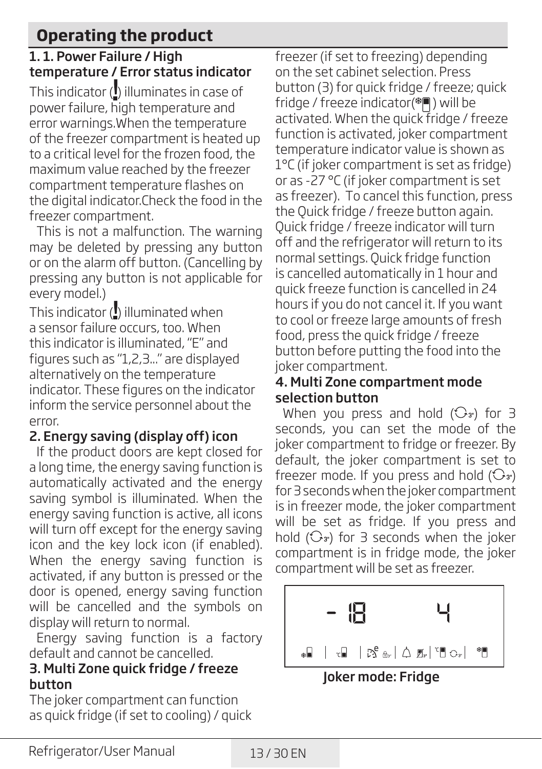# Operating the product

### 1. 1. Power Failure / High temperature / Error status indicator

This indicator (!) illuminates in case of power failure, high temperature and error warnings.When the temperature of the freezer compartment is heated up to a critical level for the frozen food, the maximum value reached by the freezer compartment temperature flashes on the digital indicator.Check the food in the freezer compartment.

This is not a malfunction. The warning may be deleted by pressing any button or on the alarm off button. (Cancelling by pressing any button is not applicable for every model.)

This indicator (!) illuminated when a sensor failure occurs, too. When this indicator is illuminated, "E" and figures such as "1,2,3..." are displayed alternatively on the temperature indicator. These figures on the indicator inform the service personnel about the error.

### 2. Energy saving (display off) icon

If the product doors are kept closed for a long time, the energy saving function is automatically activated and the energy saving symbol is illuminated. When the energy saving function is active, all icons will turn off except for the energy saving icon and the key lock icon (if enabled). When the energy saving function is activated, if any button is pressed or the door is opened, energy saving function will be cancelled and the symbols on display will return to normal.

Energy saving function is a factory default and cannot be cancelled.

### 3. Multi Zone quick fridge / freeze button

The joker compartment can function as quick fridge (if set to cooling) / quick freezer (if set to freezing) depending on the set cabinet selection. Press button (3) for quick fridge / freeze; quick fridge / freeze indicator will be activated. When the quick fridge / freeze function is activated, joker compartment temperature indicator value is shown as 1°C (if joker compartment is set as fridge) or as -27 °C (if joker compartment is set as freezer). To cancel this function, press the Quick fridge / freeze button again. Quick fridge / freeze indicator will turn off and the refrigerator will return to its normal settings. Quick fridge function is cancelled automatically in 1 hour and quick freeze function is cancelled in 24 hours if you do not cancel it. If you want to cool or freeze large amounts of fresh food, press the quick fridge / freeze button before putting the food into the joker compartment.

### 4. Multi Zone compartment mode selection button

When you press and hold (3") for 3 seconds, you can set the mode of the joker compartment to fridge or freezer. By default, the joker compartment is set to freezer mode. If you press and hold (3") for 3 seconds when the joker compartment is in freezer mode, the joker compartment will be set as fridge. If you press and hold (3") for 3 seconds when the joker compartment is in fridge mode, the joker compartment will be set as freezer.

-18 4

Joker mode: Fridge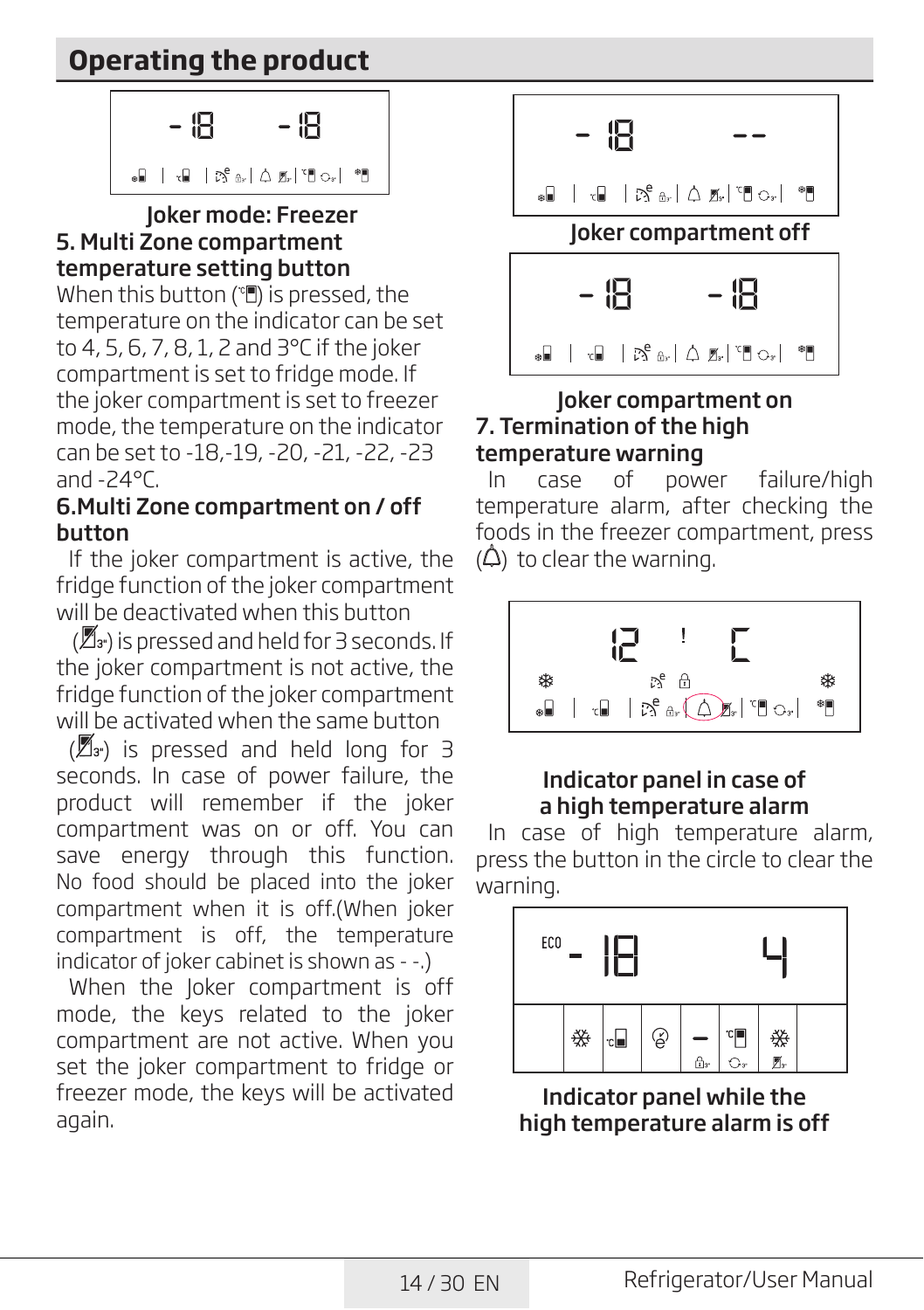## Operating the product

- 18 - 18

Joker mode: Freezer

### 5. Multi Zone compartment temperature setting button

When this button (℃) is pressed, the temperature on the indicator can be set to 4, 5, 6, 7, 8, 1, 2 and 3°C if the joker compartment is set to fridge mode. If the joker compartment is set to freezer mode, the temperature on the indicator can be set to -18,-19, -20, -21, -22, -23 and -24°C.

### 6.Multi Zone compartment on / off button

If the joker compartment is active, the fridge function of the joker compartment will be deactivated when this button (3") is pressed and held for 3 seconds. If the joker compartment is not active, the fridge function of the joker compartment will be activated when the same button (3") is pressed and held long for 3 seconds. In case of power failure, the product will remember if the joker compartment was on or off. You can save energy through this function. No food should be placed into the joker compartment when it is off.(When joker compartment is off, the temperature indicator of joker cabinet is shown as - -.)

When the Joker compartment is off mode, the keys related to the joker compartment are not active. When you set the joker compartment to fridge or freezer mode, the keys will be activated again.

- 18 - -

Joker compartment off

- 18 - 18

Joker compartment on

### 7. Termination of the high temperature warning

In case of power failure/high temperature alarm, after checking the foods in the freezer compartment, press (🔔) to clear the warning.

12 ! E

Indicator panel in case of a high temperature alarm

In case of high temperature alarm, press the button in the circle to clear the warning.

ECO - 18 4

Indicator panel while the high temperature alarm is off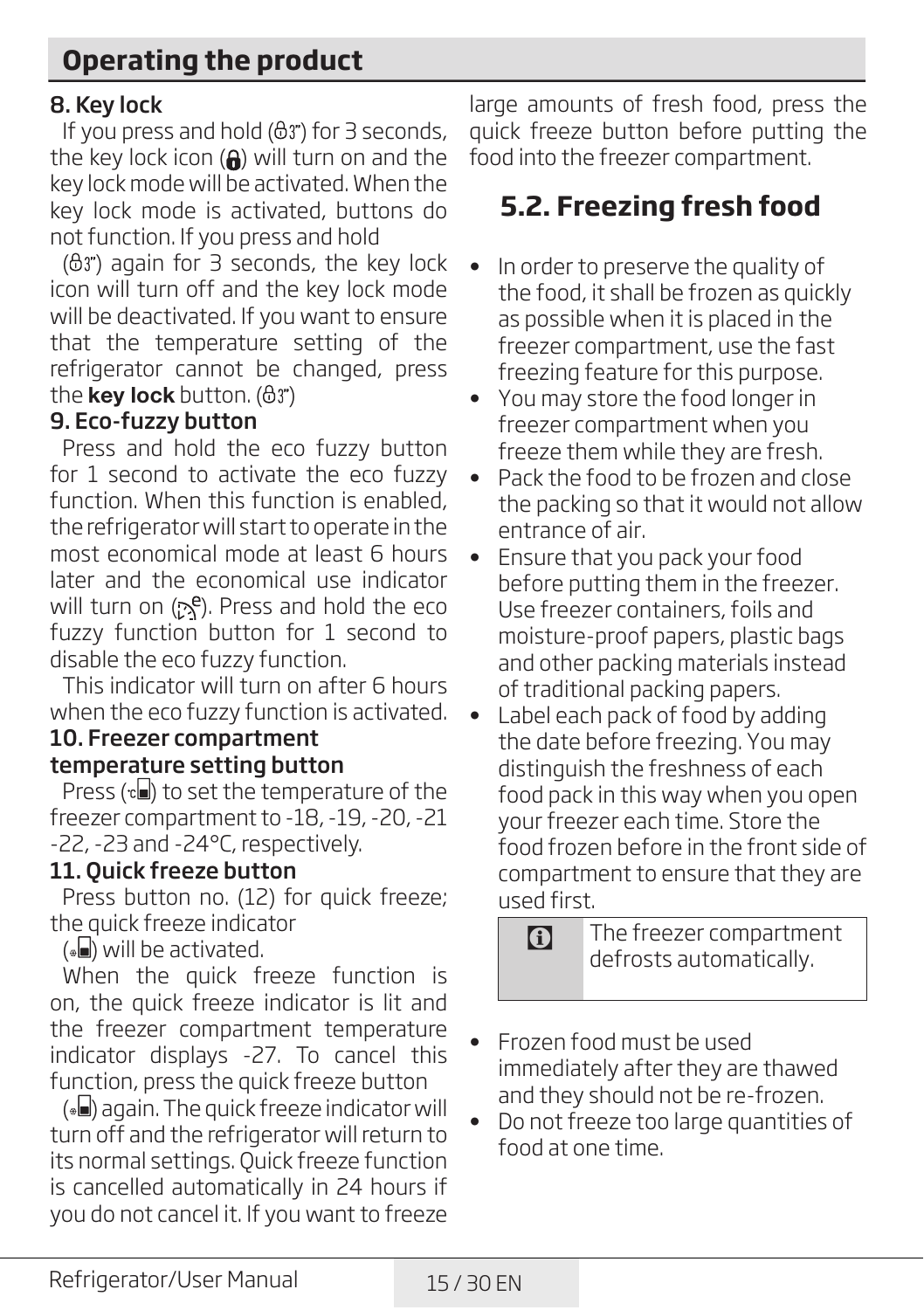## Operating the product

**8. Key lock**

If you press and hold (🔒3") for 3 seconds, the key lock icon (🔒) will turn on and the key lock mode will be activated. When the key lock mode is activated, buttons do not function. If you press and hold (🔒3") again for 3 seconds, the key lock icon will turn off and the key lock mode will be deactivated. If you want to ensure that the temperature setting of the refrigerator cannot be changed, press the **key lock** button. (🔒3")

**9. Eco-fuzzy button**

Press and hold the eco fuzzy button for 1 second to activate the eco fuzzy function. When this function is enabled, the refrigerator will start to operate in the most economical mode at least 6 hours later and the economical use indicator will turn on (e). Press and hold the eco fuzzy function button for 1 second to disable the eco fuzzy function.

This indicator will turn on after 6 hours when the eco fuzzy function is activated.

**10. Freezer compartment temperature setting button**

Press (℃) to set the temperature of the freezer compartment to -18, -19, -20, -21 -22, -23 and -24°C, respectively.

**11. Quick freeze button**

Press button no. (12) for quick freeze; the quick freeze indicator (❄) will be activated.

When the quick freeze function is on, the quick freeze indicator is lit and the freezer compartment temperature indicator displays -27. To cancel this function, press the quick freeze button (❄) again. The quick freeze indicator will turn off and the refrigerator will return to its normal settings. Quick freeze function is cancelled automatically in 24 hours if you do not cancel it. If you want to freeze large amounts of fresh food, press the quick freeze button before putting the food into the freezer compartment.

## 5.2. Freezing fresh food

- In order to preserve the quality of the food, it shall be frozen as quickly as possible when it is placed in the freezer compartment, use the fast freezing feature for this purpose.
- You may store the food longer in freezer compartment when you freeze them while they are fresh.
- Pack the food to be frozen and close the packing so that it would not allow entrance of air.
- Ensure that you pack your food before putting them in the freezer. Use freezer containers, foils and moisture-proof papers, plastic bags and other packing materials instead of traditional packing papers.
- Label each pack of food by adding the date before freezing. You may distinguish the freshness of each food pack in this way when you open your freezer each time. Store the food frozen before in the front side of compartment to ensure that they are used first.

> ℹ The freezer compartment defrosts automatically.

- Frozen food must be used immediately after they are thawed and they should not be re-frozen.
- Do not freeze too large quantities of food at one time.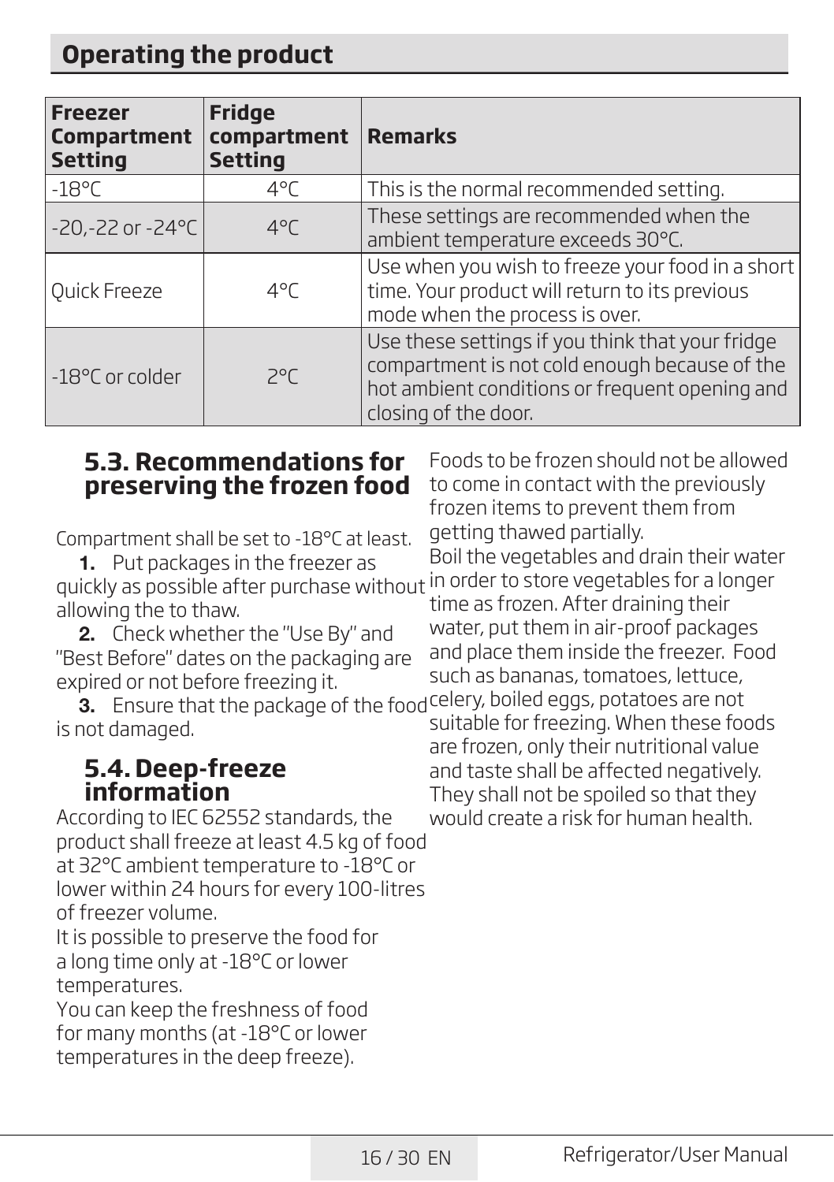## Operating the product

| Freezer Compartment Setting | Fridge compartment Setting | Remarks |
|---|---|---|
| -18°C | 4°C | This is the normal recommended setting. |
| -20,-22 or -24°C | 4°C | These settings are recommended when the ambient temperature exceeds 30°C. |
| Quick Freeze | 4°C | Use when you wish to freeze your food in a short time. Your product will return to its previous mode when the process is over. |
| -18°C or colder | 2°C | Use these settings if you think that your fridge compartment is not cold enough because of the hot ambient conditions or frequent opening and closing of the door. |

### 5.3. Recommendations for preserving the frozen food

Compartment shall be set to -18°C at least.

1. Put packages in the freezer as quickly as possible after purchase without allowing the to thaw.
2. Check whether the "Use By" and "Best Before" dates on the packaging are expired or not before freezing it.
3. Ensure that the package of the food is not damaged.

### 5.4. Deep-freeze information

According to IEC 62552 standards, the product shall freeze at least 4.5 kg of food at 32°C ambient temperature to -18°C or lower within 24 hours for every 100-litres of freezer volume.

It is possible to preserve the food for a long time only at -18°C or lower temperatures.

You can keep the freshness of food for many months (at -18°C or lower temperatures in the deep freeze).

Foods to be frozen should not be allowed to come in contact with the previously frozen items to prevent them from getting thawed partially.

Boil the vegetables and drain their water in order to store vegetables for a longer time as frozen. After draining their water, put them in air-proof packages and place them inside the freezer. Food such as bananas, tomatoes, lettuce, celery, boiled eggs, potatoes are not suitable for freezing. When these foods are frozen, only their nutritional value and taste shall be affected negatively. They shall not be spoiled so that they would create a risk for human health.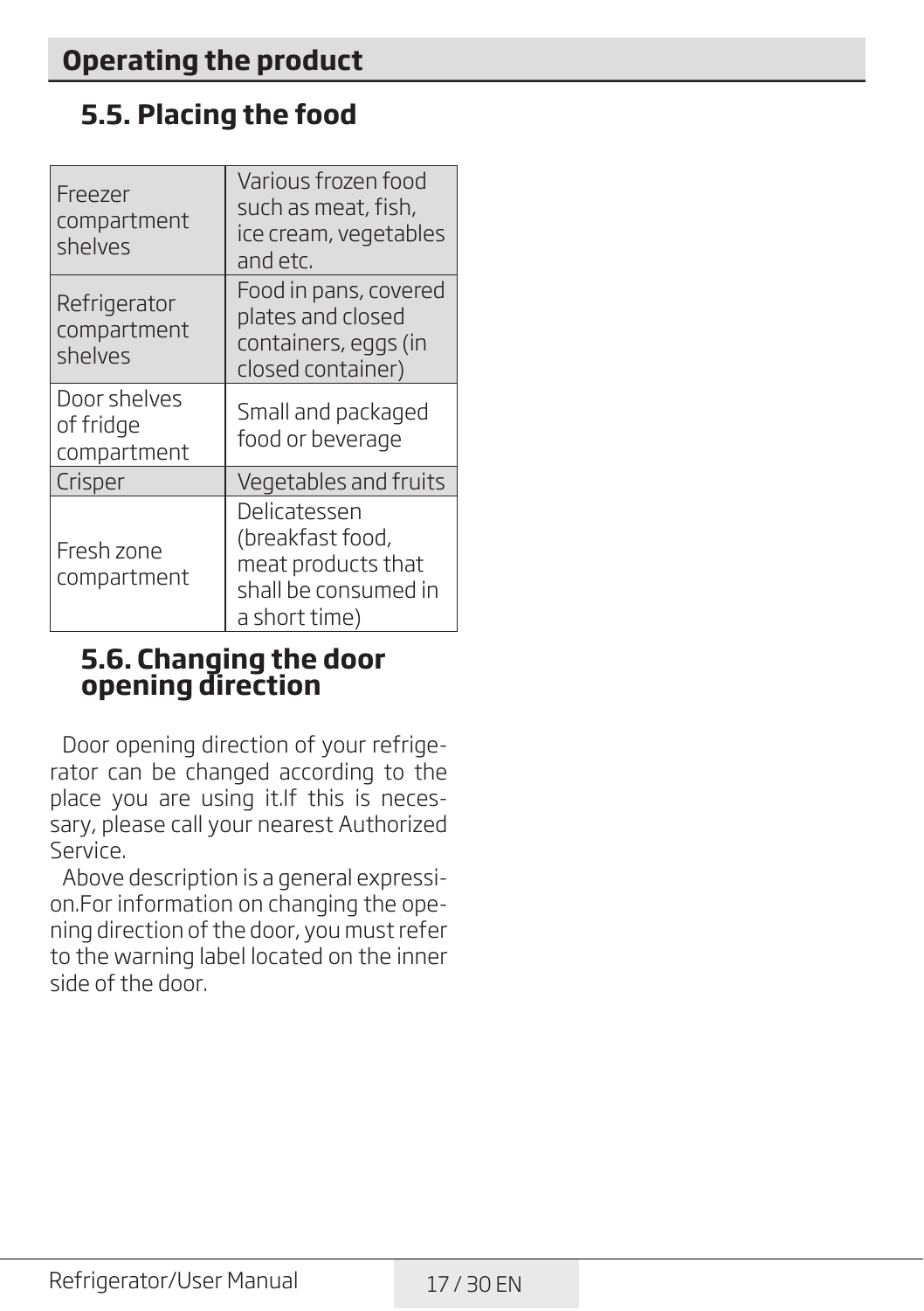## Operating the product

### 5.5. Placing the food

| | |
|---|---|
| Freezer compartment shelves | Various frozen food such as meat, fish, ice cream, vegetables and etc. |
| Refrigerator compartment shelves | Food in pans, covered plates and closed containers, eggs (in closed container) |
| Door shelves of fridge compartment | Small and packaged food or beverage |
| Crisper | Vegetables and fruits |
| Fresh zone compartment | Delicatessen (breakfast food, meat products that shall be consumed in a short time) |

### 5.6. Changing the door opening direction

Door opening direction of your refrigerator can be changed according to the place you are using it.If this is necessary, please call your nearest Authorized Service.

Above description is a general expression.For information on changing the opening direction of the door, you must refer to the warning label located on the inner side of the door.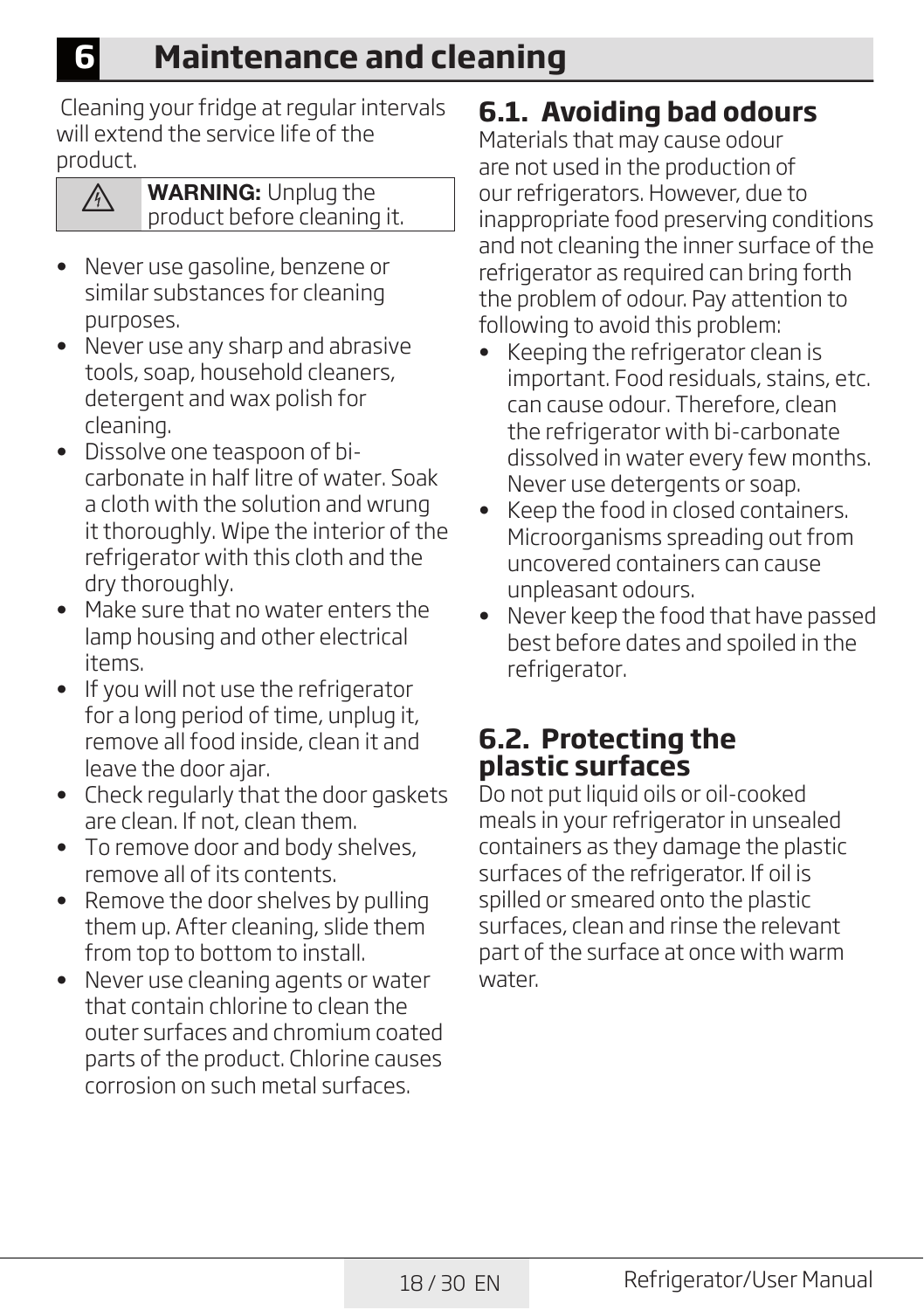# 6 Maintenance and cleaning

Cleaning your fridge at regular intervals will extend the service life of the product.

> ⚠ **WARNING:** Unplug the product before cleaning it.

- Never use gasoline, benzene or similar substances for cleaning purposes.
- Never use any sharp and abrasive tools, soap, household cleaners, detergent and wax polish for cleaning.
- Dissolve one teaspoon of bi-carbonate in half litre of water. Soak a cloth with the solution and wrung it thoroughly. Wipe the interior of the refrigerator with this cloth and the dry thoroughly.
- Make sure that no water enters the lamp housing and other electrical items.
- If you will not use the refrigerator for a long period of time, unplug it, remove all food inside, clean it and leave the door ajar.
- Check regularly that the door gaskets are clean. If not, clean them.
- To remove door and body shelves, remove all of its contents.
- Remove the door shelves by pulling them up. After cleaning, slide them from top to bottom to install.
- Never use cleaning agents or water that contain chlorine to clean the outer surfaces and chromium coated parts of the product. Chlorine causes corrosion on such metal surfaces.

## 6.1. Avoiding bad odours

Materials that may cause odour are not used in the production of our refrigerators. However, due to inappropriate food preserving conditions and not cleaning the inner surface of the refrigerator as required can bring forth the problem of odour. Pay attention to following to avoid this problem:

- Keeping the refrigerator clean is important. Food residuals, stains, etc. can cause odour. Therefore, clean the refrigerator with bi-carbonate dissolved in water every few months. Never use detergents or soap.
- Keep the food in closed containers. Microorganisms spreading out from uncovered containers can cause unpleasant odours.
- Never keep the food that have passed best before dates and spoiled in the refrigerator.

## 6.2. Protecting the plastic surfaces

Do not put liquid oils or oil-cooked meals in your refrigerator in unsealed containers as they damage the plastic surfaces of the refrigerator. If oil is spilled or smeared onto the plastic surfaces, clean and rinse the relevant part of the surface at once with warm water.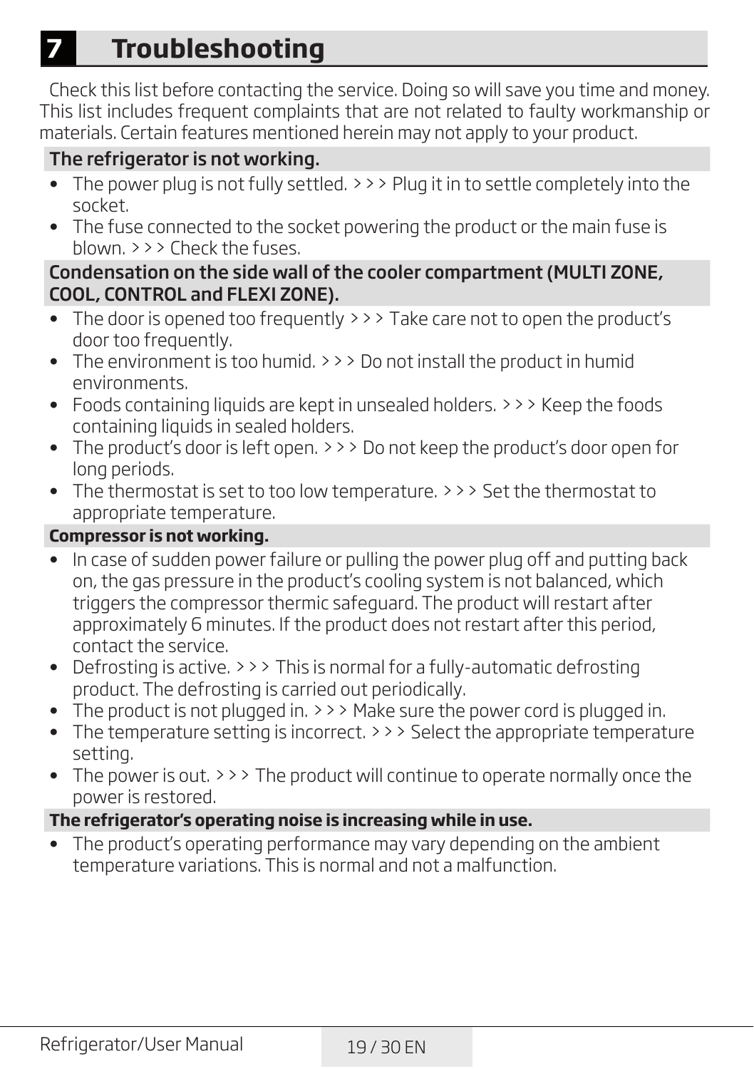# 7 Troubleshooting

Check this list before contacting the service. Doing so will save you time and money. This list includes frequent complaints that are not related to faulty workmanship or materials. Certain features mentioned herein may not apply to your product.

**The refrigerator is not working.**

- The power plug is not fully settled. >>> Plug it in to settle completely into the socket.
- The fuse connected to the socket powering the product or the main fuse is blown. >>> Check the fuses.

**Condensation on the side wall of the cooler compartment (MULTI ZONE, COOL, CONTROL and FLEXI ZONE).**

- The door is opened too frequently >>> Take care not to open the product's door too frequently.
- The environment is too humid. >>> Do not install the product in humid environments.
- Foods containing liquids are kept in unsealed holders. >>> Keep the foods containing liquids in sealed holders.
- The product's door is left open. >>> Do not keep the product's door open for long periods.
- The thermostat is set to too low temperature. >>> Set the thermostat to appropriate temperature.

**Compressor is not working.**

- In case of sudden power failure or pulling the power plug off and putting back on, the gas pressure in the product's cooling system is not balanced, which triggers the compressor thermic safeguard. The product will restart after approximately 6 minutes. If the product does not restart after this period, contact the service.
- Defrosting is active. >>> This is normal for a fully-automatic defrosting product. The defrosting is carried out periodically.
- The product is not plugged in. >>> Make sure the power cord is plugged in.
- The temperature setting is incorrect. >>> Select the appropriate temperature setting.
- The power is out. >>> The product will continue to operate normally once the power is restored.

**The refrigerator's operating noise is increasing while in use.**

- The product's operating performance may vary depending on the ambient temperature variations. This is normal and not a malfunction.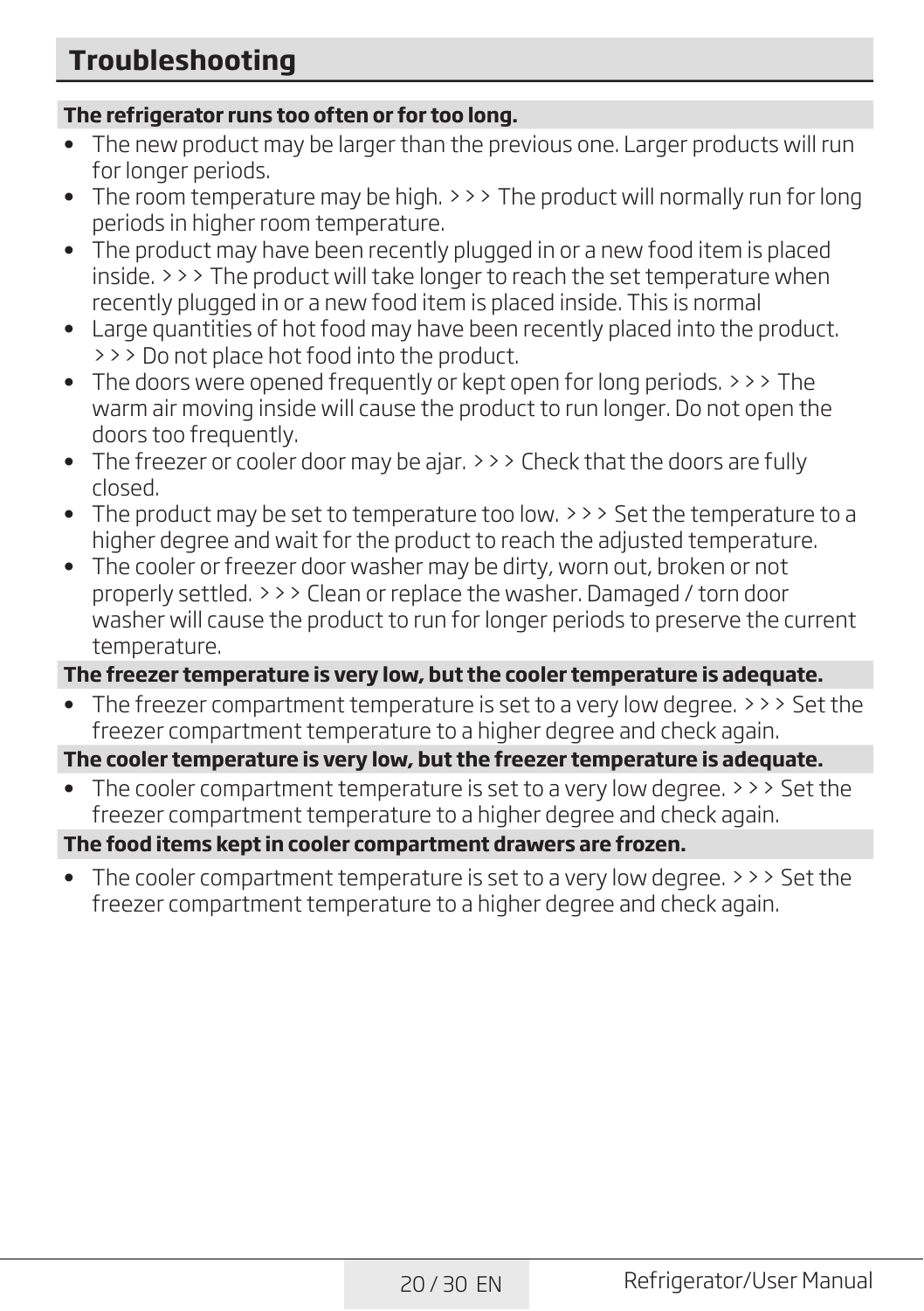# Troubleshooting

**The refrigerator runs too often or for too long.**

- The new product may be larger than the previous one. Larger products will run for longer periods.
- The room temperature may be high. >>> The product will normally run for long periods in higher room temperature.
- The product may have been recently plugged in or a new food item is placed inside. >>> The product will take longer to reach the set temperature when recently plugged in or a new food item is placed inside. This is normal
- Large quantities of hot food may have been recently placed into the product. >>> Do not place hot food into the product.
- The doors were opened frequently or kept open for long periods. >>> The warm air moving inside will cause the product to run longer. Do not open the doors too frequently.
- The freezer or cooler door may be ajar. >>> Check that the doors are fully closed.
- The product may be set to temperature too low. >>> Set the temperature to a higher degree and wait for the product to reach the adjusted temperature.
- The cooler or freezer door washer may be dirty, worn out, broken or not properly settled. >>> Clean or replace the washer. Damaged / torn door washer will cause the product to run for longer periods to preserve the current temperature.

**The freezer temperature is very low, but the cooler temperature is adequate.**

- The freezer compartment temperature is set to a very low degree. >>> Set the freezer compartment temperature to a higher degree and check again.

**The cooler temperature is very low, but the freezer temperature is adequate.**

- The cooler compartment temperature is set to a very low degree. >>> Set the freezer compartment temperature to a higher degree and check again.

**The food items kept in cooler compartment drawers are frozen.**

- The cooler compartment temperature is set to a very low degree. >>> Set the freezer compartment temperature to a higher degree and check again.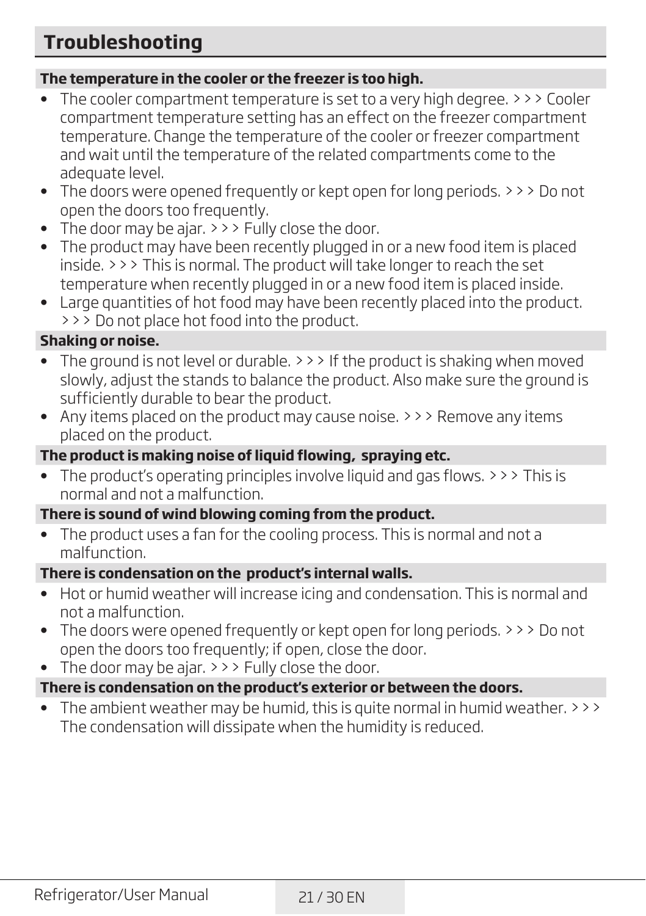# Troubleshooting

**The temperature in the cooler or the freezer is too high.**

- The cooler compartment temperature is set to a very high degree. >>> Cooler compartment temperature setting has an effect on the freezer compartment temperature. Change the temperature of the cooler or freezer compartment and wait until the temperature of the related compartments come to the adequate level.
- The doors were opened frequently or kept open for long periods. >>> Do not open the doors too frequently.
- The door may be ajar. >>> Fully close the door.
- The product may have been recently plugged in or a new food item is placed inside. >>> This is normal. The product will take longer to reach the set temperature when recently plugged in or a new food item is placed inside.
- Large quantities of hot food may have been recently placed into the product. >>> Do not place hot food into the product.

**Shaking or noise.**

- The ground is not level or durable. >>> If the product is shaking when moved slowly, adjust the stands to balance the product. Also make sure the ground is sufficiently durable to bear the product.
- Any items placed on the product may cause noise. >>> Remove any items placed on the product.

**The product is making noise of liquid flowing, spraying etc.**

- The product's operating principles involve liquid and gas flows. >>> This is normal and not a malfunction.

**There is sound of wind blowing coming from the product.**

- The product uses a fan for the cooling process. This is normal and not a malfunction.

**There is condensation on the product's internal walls.**

- Hot or humid weather will increase icing and condensation. This is normal and not a malfunction.
- The doors were opened frequently or kept open for long periods. >>> Do not open the doors too frequently; if open, close the door.
- The door may be ajar. >>> Fully close the door.

**There is condensation on the product's exterior or between the doors.**

- The ambient weather may be humid, this is quite normal in humid weather. >>> The condensation will dissipate when the humidity is reduced.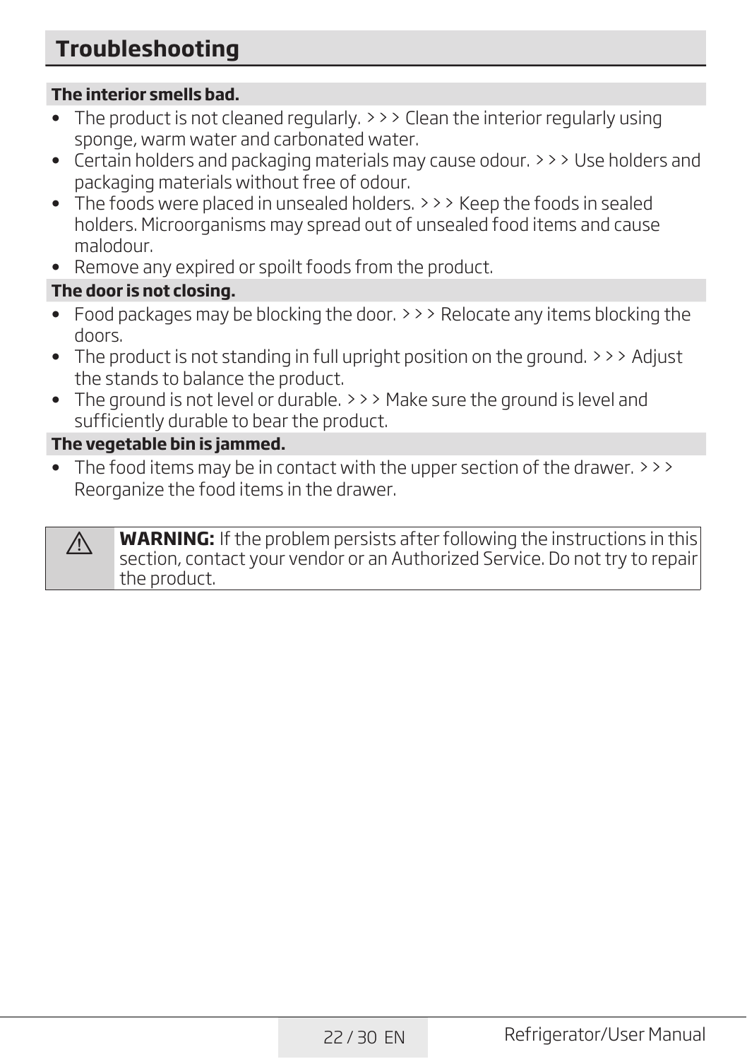## Troubleshooting

**The interior smells bad.**

- The product is not cleaned regularly. >>> Clean the interior regularly using sponge, warm water and carbonated water.
- Certain holders and packaging materials may cause odour. >>> Use holders and packaging materials without free of odour.
- The foods were placed in unsealed holders. >>> Keep the foods in sealed holders. Microorganisms may spread out of unsealed food items and cause malodour.
- Remove any expired or spoilt foods from the product.

**The door is not closing.**

- Food packages may be blocking the door. >>> Relocate any items blocking the doors.
- The product is not standing in full upright position on the ground. >>> Adjust the stands to balance the product.
- The ground is not level or durable. >>> Make sure the ground is level and sufficiently durable to bear the product.

**The vegetable bin is jammed.**

- The food items may be in contact with the upper section of the drawer. >>> Reorganize the food items in the drawer.

> ⚠ **WARNING:** If the problem persists after following the instructions in this section, contact your vendor or an Authorized Service. Do not try to repair the product.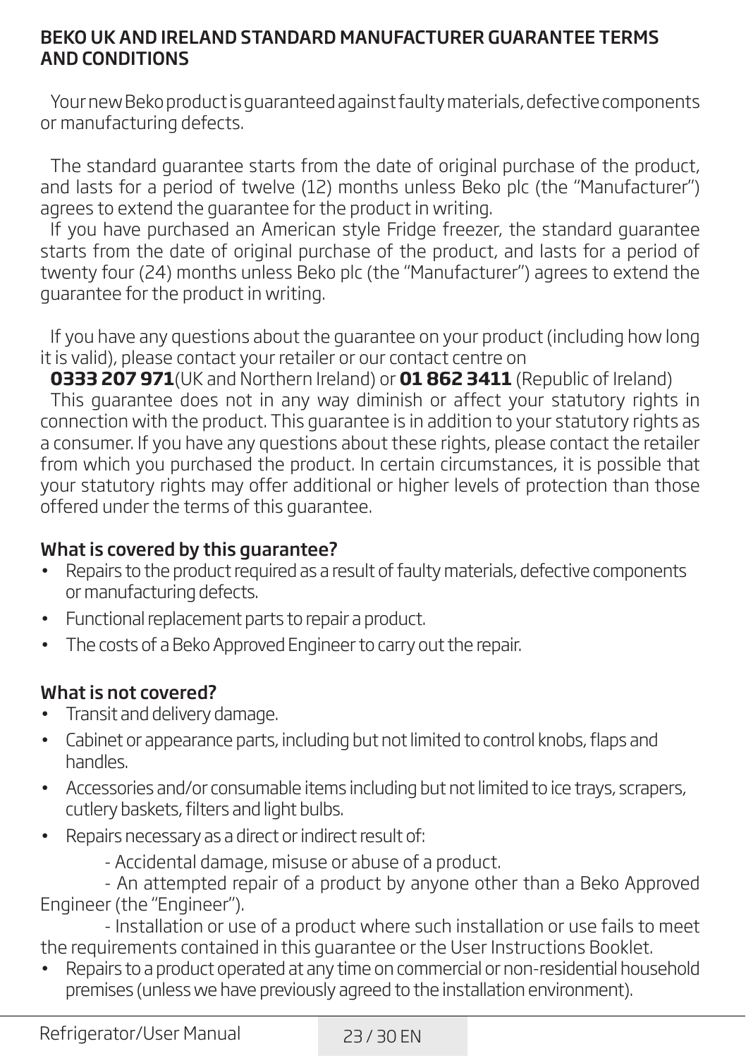## BEKO UK AND IRELAND STANDARD MANUFACTURER GUARANTEE TERMS AND CONDITIONS

Your new Beko product is guaranteed against faulty materials, defective components or manufacturing defects.

The standard guarantee starts from the date of original purchase of the product, and lasts for a period of twelve (12) months unless Beko plc (the "Manufacturer") agrees to extend the guarantee for the product in writing.

If you have purchased an American style Fridge freezer, the standard guarantee starts from the date of original purchase of the product, and lasts for a period of twenty four (24) months unless Beko plc (the "Manufacturer") agrees to extend the guarantee for the product in writing.

If you have any questions about the guarantee on your product (including how long it is valid), please contact your retailer or our contact centre on

**0333 207 971**(UK and Northern Ireland) or **01 862 3411** (Republic of Ireland)

This guarantee does not in any way diminish or affect your statutory rights in connection with the product. This guarantee is in addition to your statutory rights as a consumer. If you have any questions about these rights, please contact the retailer from which you purchased the product. In certain circumstances, it is possible that your statutory rights may offer additional or higher levels of protection than those offered under the terms of this guarantee.

### What is covered by this guarantee?

- Repairs to the product required as a result of faulty materials, defective components or manufacturing defects.
- Functional replacement parts to repair a product.
- The costs of a Beko Approved Engineer to carry out the repair.

### What is not covered?

- Transit and delivery damage.
- Cabinet or appearance parts, including but not limited to control knobs, flaps and handles.
- Accessories and/or consumable items including but not limited to ice trays, scrapers, cutlery baskets, filters and light bulbs.
- Repairs necessary as a direct or indirect result of:
  - Accidental damage, misuse or abuse of a product.
  - An attempted repair of a product by anyone other than a Beko Approved Engineer (the "Engineer").
  - Installation or use of a product where such installation or use fails to meet the requirements contained in this guarantee or the User Instructions Booklet.
- Repairs to a product operated at any time on commercial or non-residential household premises (unless we have previously agreed to the installation environment).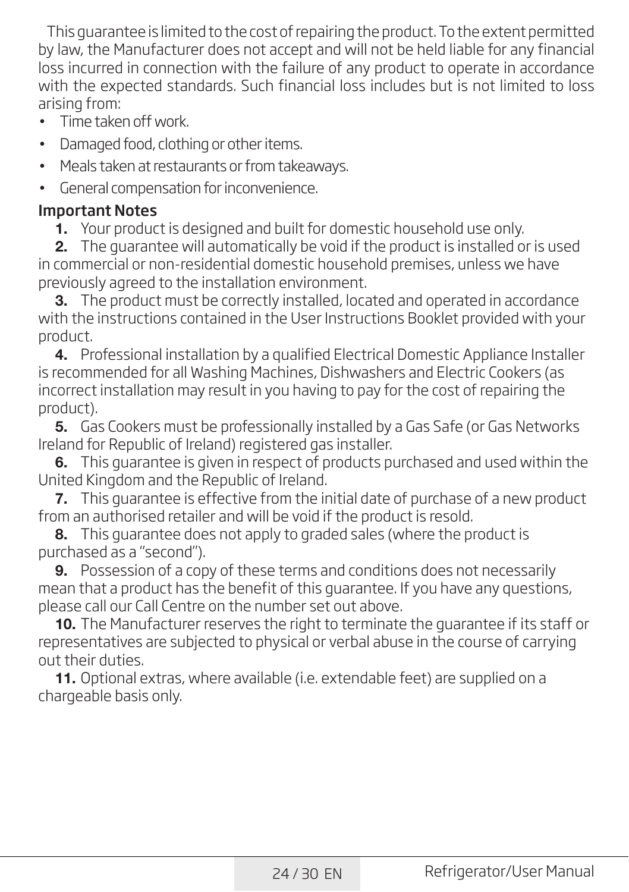This guarantee is limited to the cost of repairing the product. To the extent permitted by law, the Manufacturer does not accept and will not be held liable for any financial loss incurred in connection with the failure of any product to operate in accordance with the expected standards. Such financial loss includes but is not limited to loss arising from:

- Time taken off work.
- Damaged food, clothing or other items.
- Meals taken at restaurants or from takeaways.
- General compensation for inconvenience.

**Important Notes**

1. Your product is designed and built for domestic household use only.
2. The guarantee will automatically be void if the product is installed or is used in commercial or non-residential domestic household premises, unless we have previously agreed to the installation environment.
3. The product must be correctly installed, located and operated in accordance with the instructions contained in the User Instructions Booklet provided with your product.
4. Professional installation by a qualified Electrical Domestic Appliance Installer is recommended for all Washing Machines, Dishwashers and Electric Cookers (as incorrect installation may result in you having to pay for the cost of repairing the product).
5. Gas Cookers must be professionally installed by a Gas Safe (or Gas Networks Ireland for Republic of Ireland) registered gas installer.
6. This guarantee is given in respect of products purchased and used within the United Kingdom and the Republic of Ireland.
7. This guarantee is effective from the initial date of purchase of a new product from an authorised retailer and will be void if the product is resold.
8. This guarantee does not apply to graded sales (where the product is purchased as a "second").
9. Possession of a copy of these terms and conditions does not necessarily mean that a product has the benefit of this guarantee. If you have any questions, please call our Call Centre on the number set out above.
10. The Manufacturer reserves the right to terminate the guarantee if its staff or representatives are subjected to physical or verbal abuse in the course of carrying out their duties.
11. Optional extras, where available (i.e. extendable feet) are supplied on a chargeable basis only.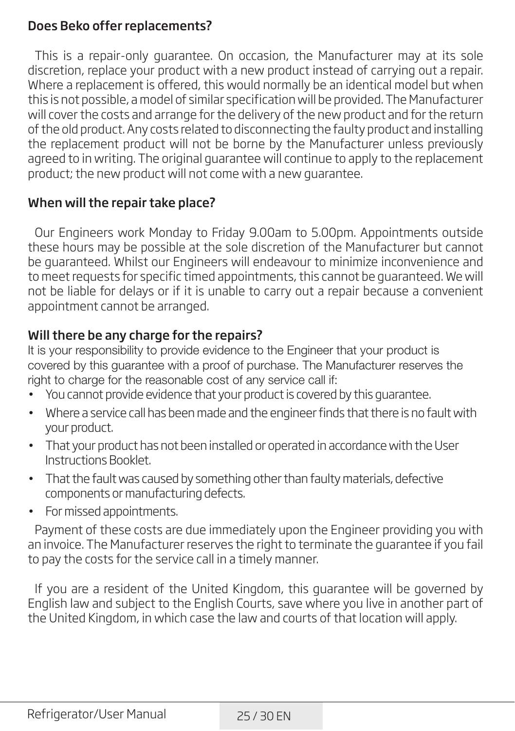### Does Beko offer replacements?

This is a repair-only guarantee. On occasion, the Manufacturer may at its sole discretion, replace your product with a new product instead of carrying out a repair. Where a replacement is offered, this would normally be an identical model but when this is not possible, a model of similar specification will be provided. The Manufacturer will cover the costs and arrange for the delivery of the new product and for the return of the old product. Any costs related to disconnecting the faulty product and installing the replacement product will not be borne by the Manufacturer unless previously agreed to in writing. The original guarantee will continue to apply to the replacement product; the new product will not come with a new guarantee.

### When will the repair take place?

Our Engineers work Monday to Friday 9.00am to 5.00pm. Appointments outside these hours may be possible at the sole discretion of the Manufacturer but cannot be guaranteed. Whilst our Engineers will endeavour to minimize inconvenience and to meet requests for specific timed appointments, this cannot be guaranteed. We will not be liable for delays or if it is unable to carry out a repair because a convenient appointment cannot be arranged.

### Will there be any charge for the repairs?

It is your responsibility to provide evidence to the Engineer that your product is covered by this guarantee with a proof of purchase. The Manufacturer reserves the right to charge for the reasonable cost of any service call if:

- You cannot provide evidence that your product is covered by this guarantee.
- Where a service call has been made and the engineer finds that there is no fault with your product.
- That your product has not been installed or operated in accordance with the User Instructions Booklet.
- That the fault was caused by something other than faulty materials, defective components or manufacturing defects.
- For missed appointments.

Payment of these costs are due immediately upon the Engineer providing you with an invoice. The Manufacturer reserves the right to terminate the guarantee if you fail to pay the costs for the service call in a timely manner.

If you are a resident of the United Kingdom, this guarantee will be governed by English law and subject to the English Courts, save where you live in another part of the United Kingdom, in which case the law and courts of that location will apply.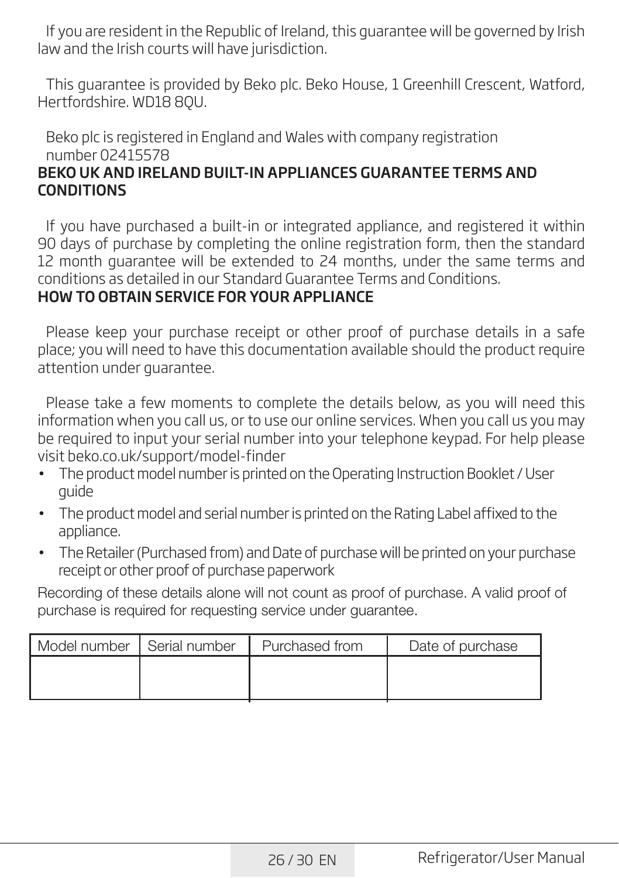If you are resident in the Republic of Ireland, this guarantee will be governed by Irish law and the Irish courts will have jurisdiction.

This guarantee is provided by Beko plc. Beko House, 1 Greenhill Crescent, Watford, Hertfordshire. WD18 8QU.

Beko plc is registered in England and Wales with company registration number 02415578

## BEKO UK AND IRELAND BUILT-IN APPLIANCES GUARANTEE TERMS AND CONDITIONS

If you have purchased a built-in or integrated appliance, and registered it within 90 days of purchase by completing the online registration form, then the standard 12 month guarantee will be extended to 24 months, under the same terms and conditions as detailed in our Standard Guarantee Terms and Conditions.

## HOW TO OBTAIN SERVICE FOR YOUR APPLIANCE

Please keep your purchase receipt or other proof of purchase details in a safe place; you will need to have this documentation available should the product require attention under guarantee.

Please take a few moments to complete the details below, as you will need this information when you call us, or to use our online services. When you call us you may be required to input your serial number into your telephone keypad. For help please visit beko.co.uk/support/model-finder

- The product model number is printed on the Operating Instruction Booklet / User guide
- The product model and serial number is printed on the Rating Label affixed to the appliance.
- The Retailer (Purchased from) and Date of purchase will be printed on your purchase receipt or other proof of purchase paperwork

Recording of these details alone will not count as proof of purchase. A valid proof of purchase is required for requesting service under guarantee.

| Model number | Serial number | Purchased from | Date of purchase |
|---|---|---|---|
| | | | |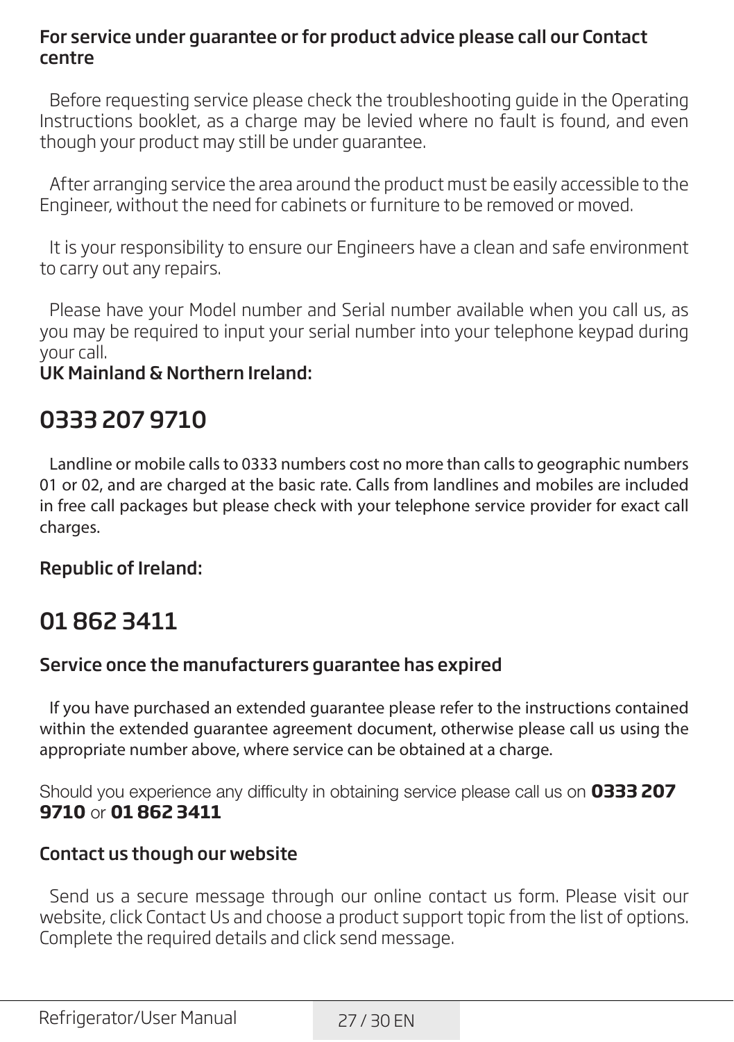## For service under guarantee or for product advice please call our Contact centre

Before requesting service please check the troubleshooting guide in the Operating Instructions booklet, as a charge may be levied where no fault is found, and even though your product may still be under guarantee.

After arranging service the area around the product must be easily accessible to the Engineer, without the need for cabinets or furniture to be removed or moved.

It is your responsibility to ensure our Engineers have a clean and safe environment to carry out any repairs.

Please have your Model number and Serial number available when you call us, as you may be required to input your serial number into your telephone keypad during your call.

**UK Mainland & Northern Ireland:**

# 0333 207 9710

Landline or mobile calls to 0333 numbers cost no more than calls to geographic numbers 01 or 02, and are charged at the basic rate. Calls from landlines and mobiles are included in free call packages but please check with your telephone service provider for exact call charges.

**Republic of Ireland:**

# 01 862 3411

## Service once the manufacturers guarantee has expired

If you have purchased an extended guarantee please refer to the instructions contained within the extended guarantee agreement document, otherwise please call us using the appropriate number above, where service can be obtained at a charge.

Should you experience any difficulty in obtaining service please call us on **0333 207 9710** or **01 862 3411**

## Contact us though our website

Send us a secure message through our online contact us form. Please visit our website, click Contact Us and choose a product support topic from the list of options. Complete the required details and click send message.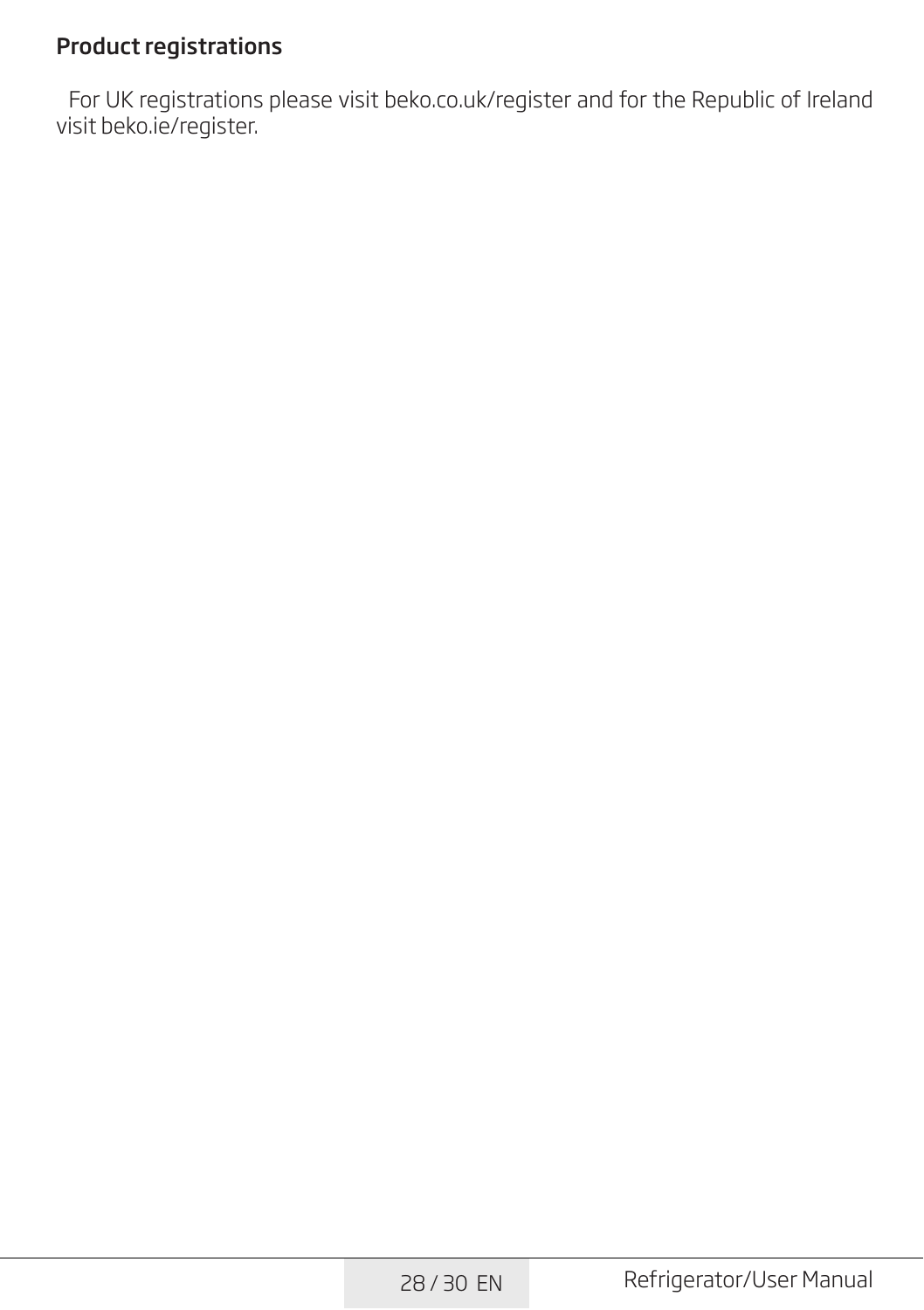## Product registrations

For UK registrations please visit beko.co.uk/register and for the Republic of Ireland visit beko.ie/register.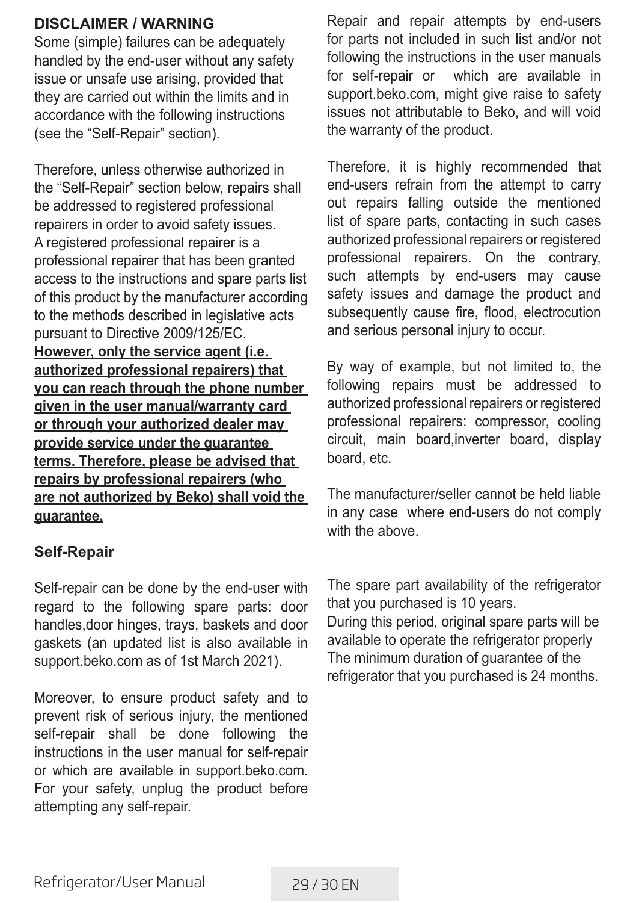## DISCLAIMER / WARNING

Some (simple) failures can be adequately handled by the end-user without any safety issue or unsafe use arising, provided that they are carried out within the limits and in accordance with the following instructions (see the “Self-Repair” section).

Therefore, unless otherwise authorized in the “Self-Repair” section below, repairs shall be addressed to registered professional repairers in order to avoid safety issues. A registered professional repairer is a professional repairer that has been granted access to the instructions and spare parts list of this product by the manufacturer according to the methods described in legislative acts pursuant to Directive 2009/125/EC.

**However, only the service agent (i.e. authorized professional repairers) that you can reach through the phone number given in the user manual/warranty card or through your authorized dealer may provide service under the guarantee terms. Therefore, please be advised that repairs by professional repairers (who are not authorized by Beko) shall void the guarantee.**

### Self-Repair

Self-repair can be done by the end-user with regard to the following spare parts: door handles,door hinges, trays, baskets and door gaskets (an updated list is also available in support.beko.com as of 1st March 2021).

Moreover, to ensure product safety and to prevent risk of serious injury, the mentioned self-repair shall be done following the instructions in the user manual for self-repair or which are available in support.beko.com. For your safety, unplug the product before attempting any self-repair.

Repair and repair attempts by end-users for parts not included in such list and/or not following the instructions in the user manuals for self-repair or which are available in support.beko.com, might give raise to safety issues not attributable to Beko, and will void the warranty of the product.

Therefore, it is highly recommended that end-users refrain from the attempt to carry out repairs falling outside the mentioned list of spare parts, contacting in such cases authorized professional repairers or registered professional repairers. On the contrary, such attempts by end-users may cause safety issues and damage the product and subsequently cause fire, flood, electrocution and serious personal injury to occur.

By way of example, but not limited to, the following repairs must be addressed to authorized professional repairers or registered professional repairers: compressor, cooling circuit, main board,inverter board, display board, etc.

The manufacturer/seller cannot be held liable in any case where end-users do not comply with the above.

The spare part availability of the refrigerator that you purchased is 10 years.
During this period, original spare parts will be available to operate the refrigerator properly
The minimum duration of guarantee of the refrigerator that you purchased is 24 months.